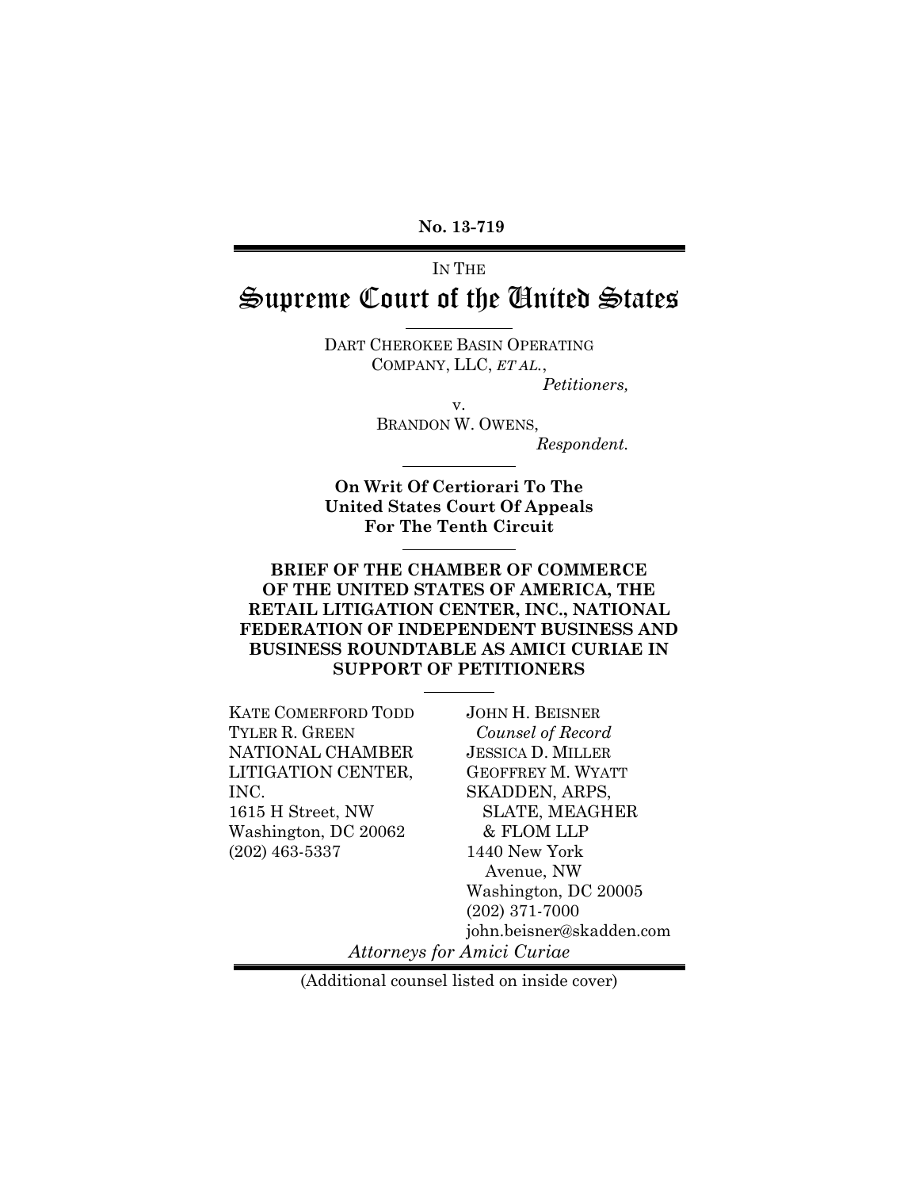**No. 13-719**

IN THE

# Supreme Court of the United States

DART CHEROKEE BASIN OPERATING COMPANY, LLC, *ET AL.*,

*Petitioners,*

v.

BRANDON W. OWENS,

*Respondent.*

**On Writ Of Certiorari To The United States Court Of Appeals For The Tenth Circuit**

**BRIEF OF THE CHAMBER OF COMMERCE OF THE UNITED STATES OF AMERICA, THE RETAIL LITIGATION CENTER, INC., NATIONAL FEDERATION OF INDEPENDENT BUSINESS AND BUSINESS ROUNDTABLE AS AMICI CURIAE IN SUPPORT OF PETITIONERS**

KATE COMERFORD TODD
TYLER R. GREEN
NATIONAL CHAMBER LITIGATION CENTER, INC.
1615 H Street, NW
Washington, DC 20062
(202) 463-5337

JOHN H. BEISNER
*Counsel of Record*
JESSICA D. MILLER
GEOFFREY M. WYATT
SKADDEN, ARPS, SLATE, MEAGHER & FLOM LLP
1440 New York Avenue, NW
Washington, DC 20005
(202) 371-7000
john.beisner@skadden.com

*Attorneys for Amici Curiae*

(Additional counsel listed on inside cover)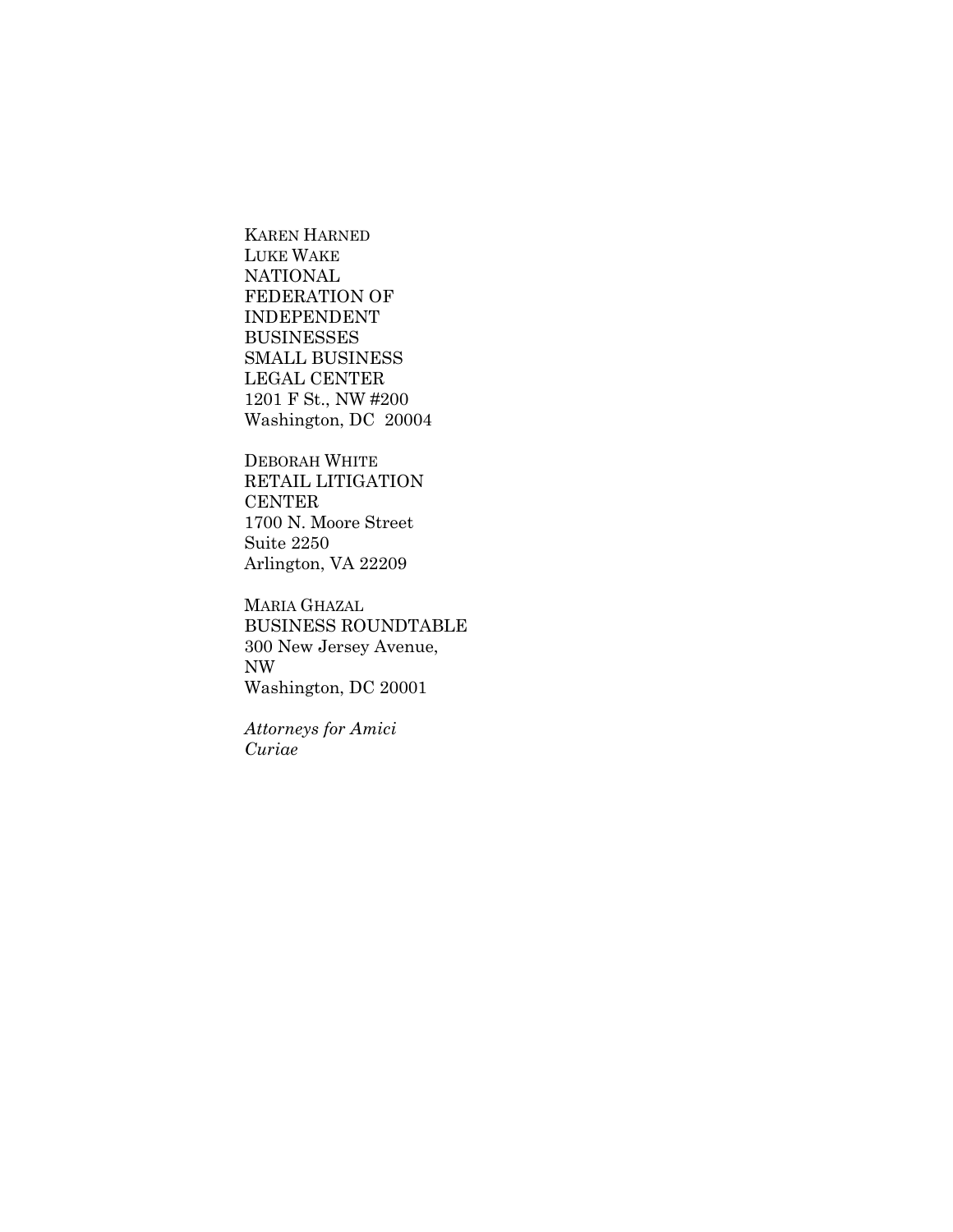KAREN HARNED
LUKE WAKE
NATIONAL
FEDERATION OF
INDEPENDENT
BUSINESSES
SMALL BUSINESS
LEGAL CENTER
1201 F St., NW #200
Washington, DC 20004

DEBORAH WHITE
RETAIL LITIGATION
CENTER
1700 N. Moore Street
Suite 2250
Arlington, VA 22209

MARIA GHAZAL
BUSINESS ROUNDTABLE
300 New Jersey Avenue,
NW
Washington, DC 20001

*Attorneys for Amici Curiae*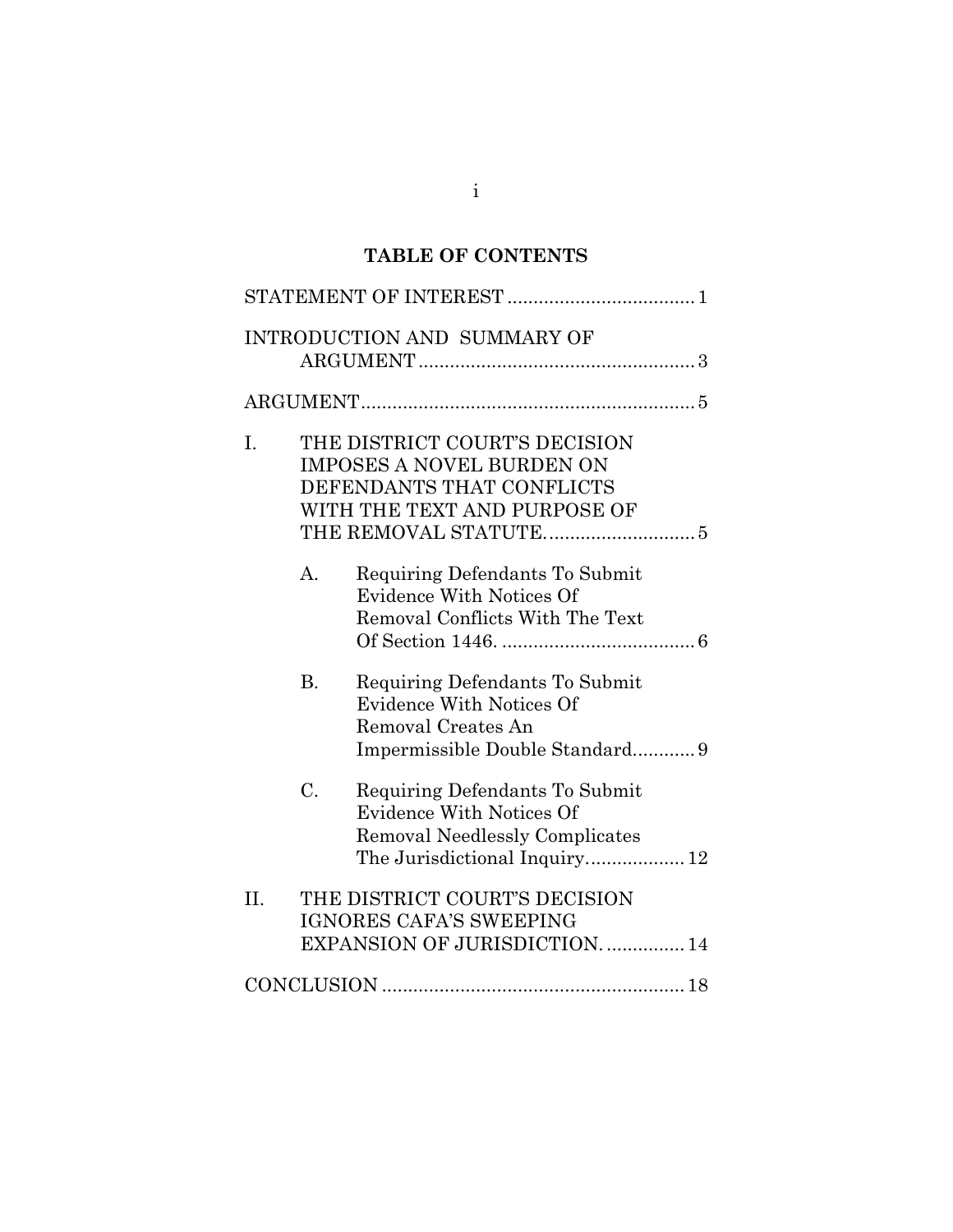# TABLE OF CONTENTS

STATEMENT OF INTEREST .................................... 1

INTRODUCTION AND SUMMARY OF ARGUMENT .................................................... 3

ARGUMENT ............................................................... 5

I. THE DISTRICT COURT'S DECISION IMPOSES A NOVEL BURDEN ON DEFENDANTS THAT CONFLICTS WITH THE TEXT AND PURPOSE OF THE REMOVAL STATUTE. ........................... 5

   A. Requiring Defendants To Submit Evidence With Notices Of Removal Conflicts With The Text Of Section 1446. ..................................... 6

   B. Requiring Defendants To Submit Evidence With Notices Of Removal Creates An Impermissible Double Standard............ 9

   C. Requiring Defendants To Submit Evidence With Notices Of Removal Needlessly Complicates The Jurisdictional Inquiry.................. 12

II. THE DISTRICT COURT'S DECISION IGNORES CAFA'S SWEEPING EXPANSION OF JURISDICTION. ............... 14

CONCLUSION .......................................................... 18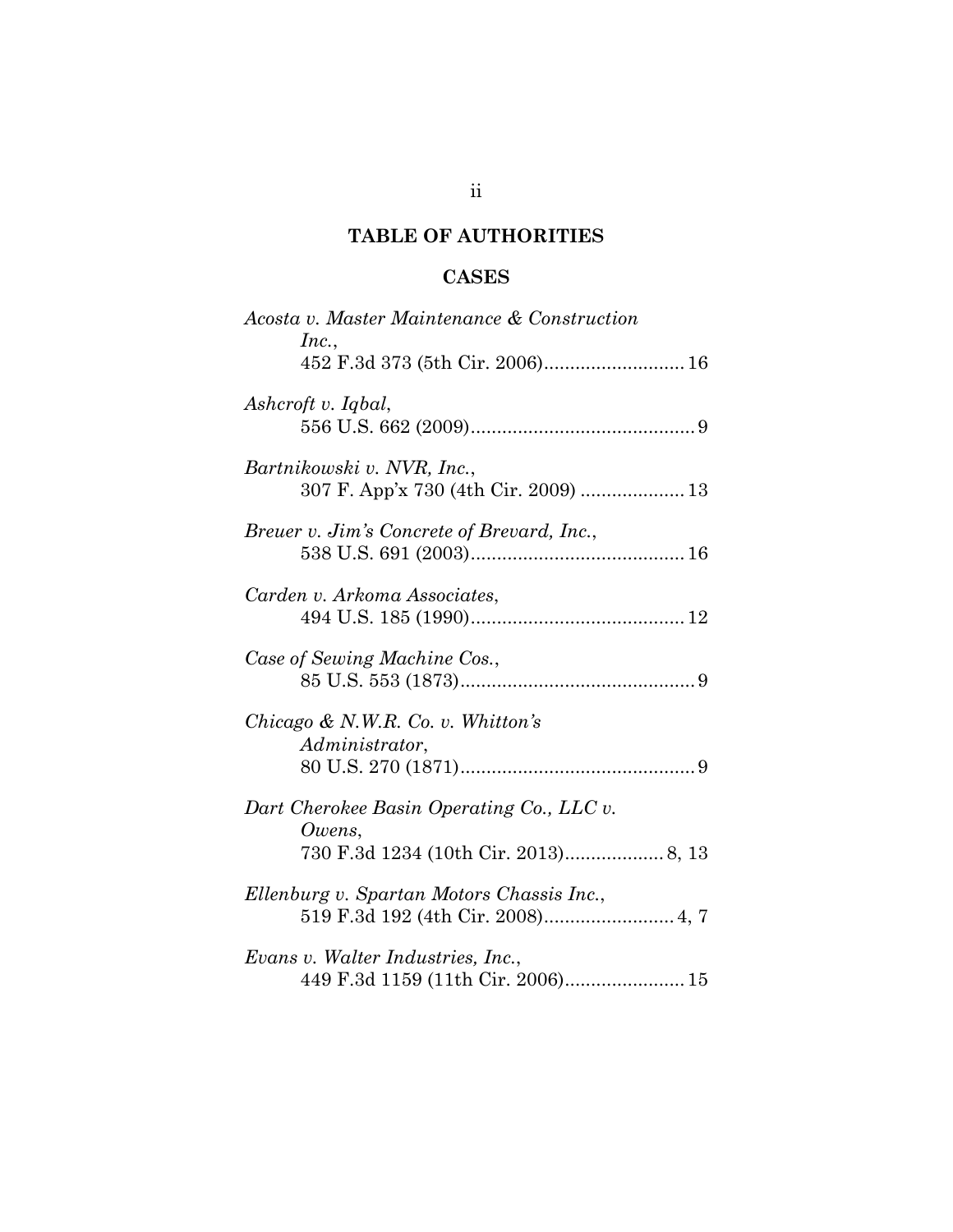## TABLE OF AUTHORITIES

### CASES

*Acosta v. Master Maintenance & Construction Inc.*,
452 F.3d 373 (5th Cir. 2006)........................... 16

*Ashcroft v. Iqbal*,
556 U.S. 662 (2009)........................................... 9

*Bartnikowski v. NVR, Inc.*,
307 F. App'x 730 (4th Cir. 2009) .................... 13

*Breuer v. Jim's Concrete of Brevard, Inc.*,
538 U.S. 691 (2003)......................................... 16

*Carden v. Arkoma Associates*,
494 U.S. 185 (1990)......................................... 12

*Case of Sewing Machine Cos.*,
85 U.S. 553 (1873)............................................. 9

*Chicago & N.W.R. Co. v. Whitton's Administrator*,
80 U.S. 270 (1871)............................................. 9

*Dart Cherokee Basin Operating Co., LLC v. Owens*,
730 F.3d 1234 (10th Cir. 2013).................. 8, 13

*Ellenburg v. Spartan Motors Chassis Inc.*,
519 F.3d 192 (4th Cir. 2008)......................... 4, 7

*Evans v. Walter Industries, Inc.*,
449 F.3d 1159 (11th Cir. 2006)....................... 15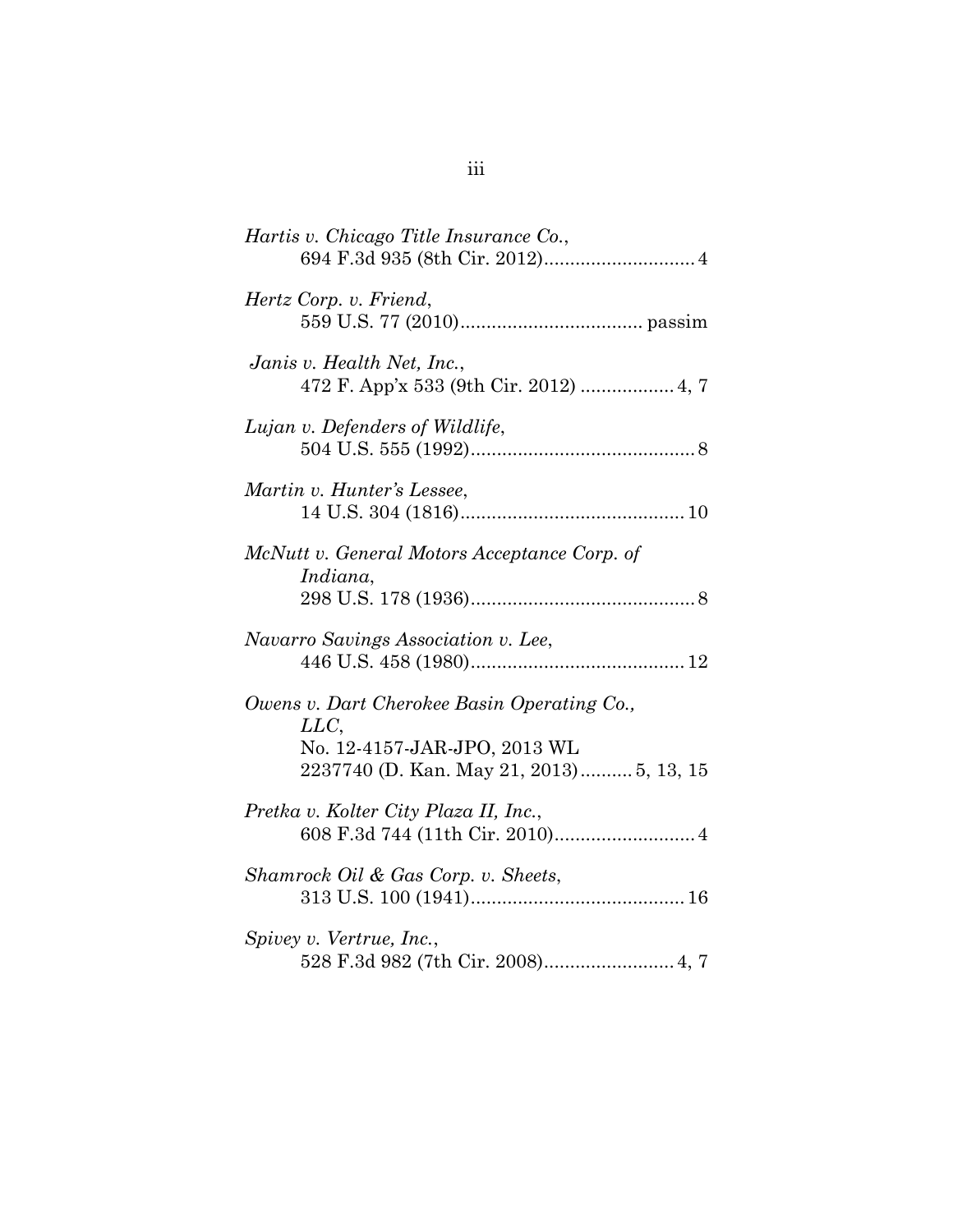*Hartis v. Chicago Title Insurance Co.*,
694 F.3d 935 (8th Cir. 2012)............................4

*Hertz Corp. v. Friend*,
559 U.S. 77 (2010).................................. passim

*Janis v. Health Net, Inc.*,
472 F. App'x 533 (9th Cir. 2012) .................. 4, 7

*Lujan v. Defenders of Wildlife*,
504 U.S. 555 (1992)...........................................8

*Martin v. Hunter's Lessee*,
14 U.S. 304 (1816)...........................................10

*McNutt v. General Motors Acceptance Corp. of Indiana*,
298 U.S. 178 (1936)...........................................8

*Navarro Savings Association v. Lee*,
446 U.S. 458 (1980).........................................12

*Owens v. Dart Cherokee Basin Operating Co., LLC*,
No. 12-4157-JAR-JPO, 2013 WL 2237740 (D. Kan. May 21, 2013).......... 5, 13, 15

*Pretka v. Kolter City Plaza II, Inc.*,
608 F.3d 744 (11th Cir. 2010)...........................4

*Shamrock Oil & Gas Corp. v. Sheets*,
313 U.S. 100 (1941).........................................16

*Spivey v. Vertrue, Inc.*,
528 F.3d 982 (7th Cir. 2008)......................... 4, 7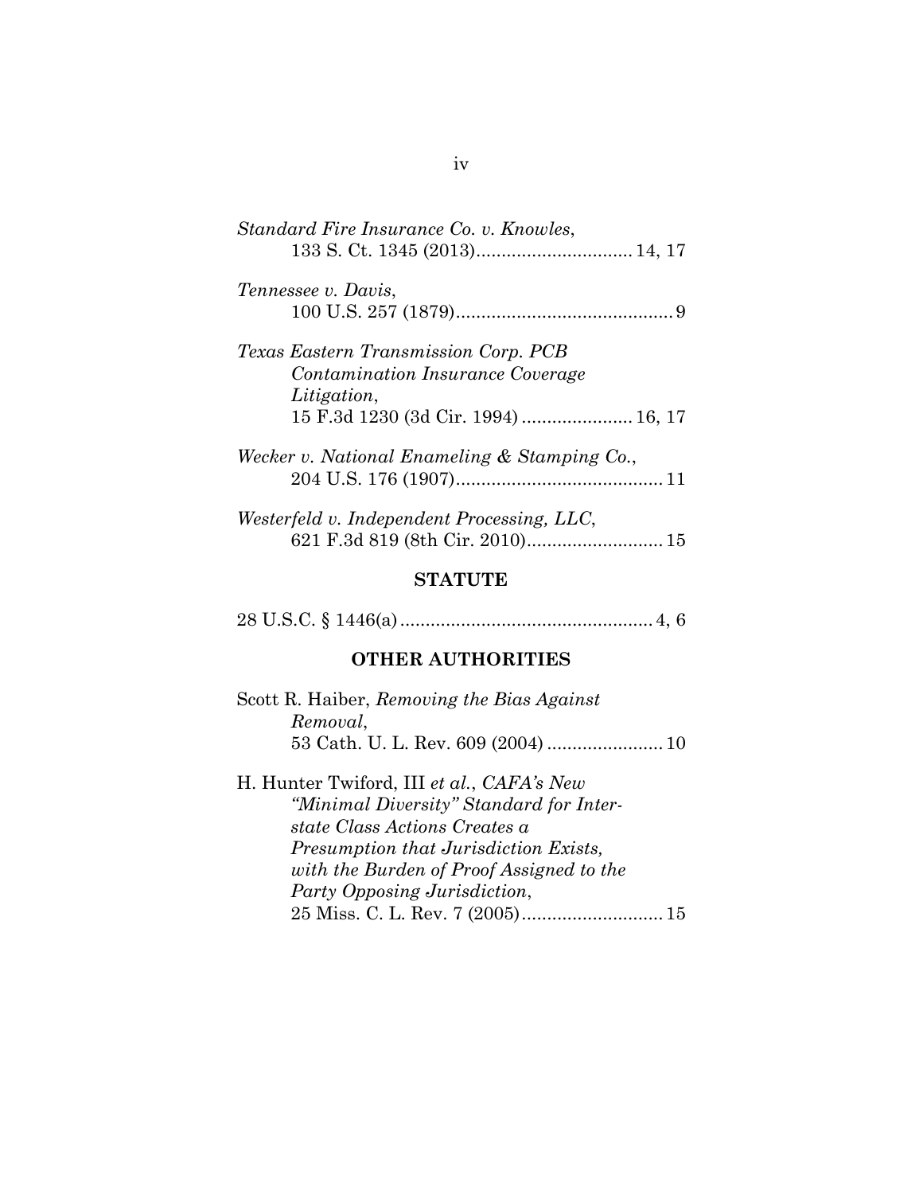*Standard Fire Insurance Co. v. Knowles*,
133 S. Ct. 1345 (2013) .............................. 14, 17

*Tennessee v. Davis*,
100 U.S. 257 (1879) .......................................... 9

*Texas Eastern Transmission Corp. PCB Contamination Insurance Coverage Litigation*,
15 F.3d 1230 (3d Cir. 1994) ...................... 16, 17

*Wecker v. National Enameling & Stamping Co.*,
204 U.S. 176 (1907) ........................................ 11

*Westerfeld v. Independent Processing, LLC*,
621 F.3d 819 (8th Cir. 2010) .......................... 15

## STATUTE

28 U.S.C. § 1446(a) ............................................. 4, 6

## OTHER AUTHORITIES

Scott R. Haiber, *Removing the Bias Against Removal*,
53 Cath. U. L. Rev. 609 (2004) ....................... 10

H. Hunter Twiford, III *et al.*, *CAFA's New "Minimal Diversity" Standard for Interstate Class Actions Creates a Presumption that Jurisdiction Exists, with the Burden of Proof Assigned to the Party Opposing Jurisdiction*,
25 Miss. C. L. Rev. 7 (2005) ........................... 15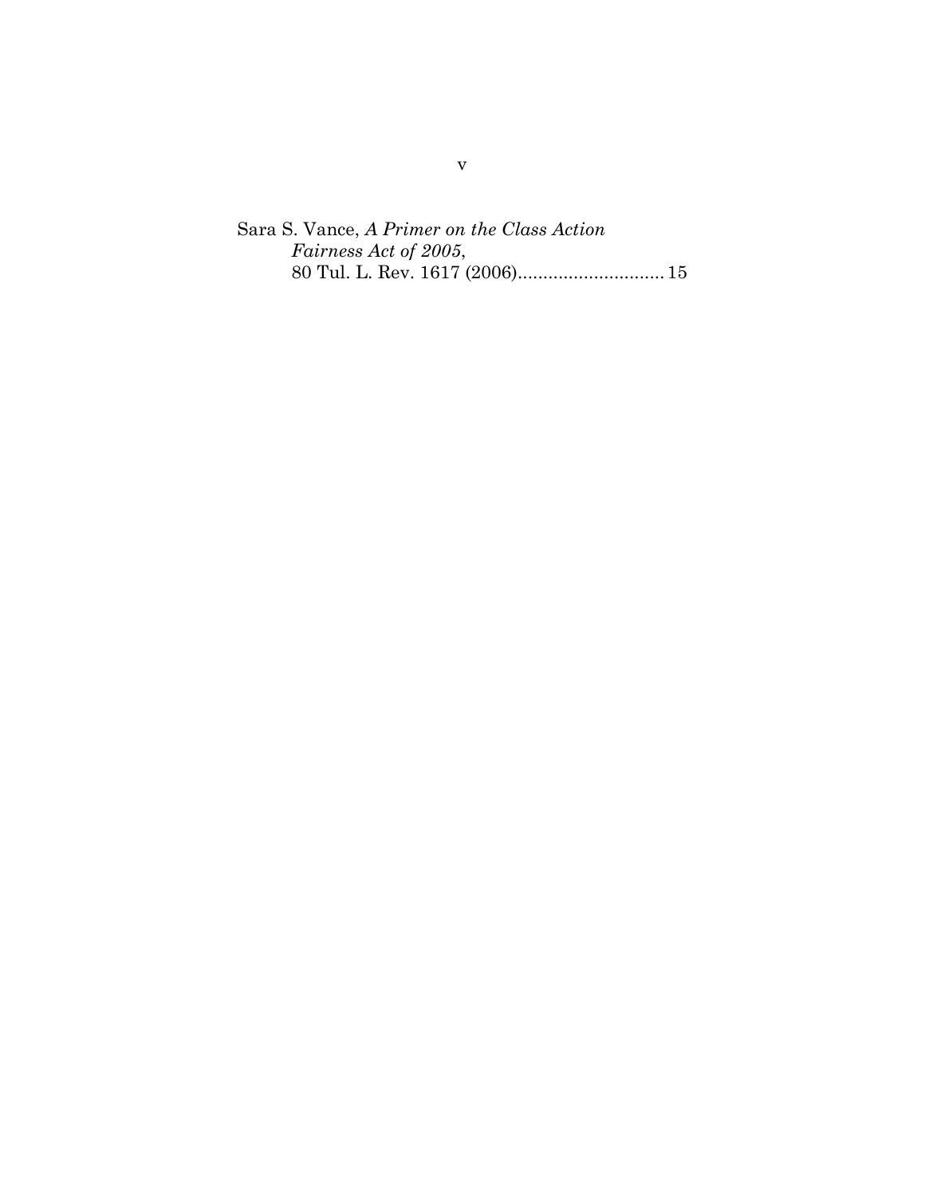Sara S. Vance, *A Primer on the Class Action Fairness Act of 2005*, 80 Tul. L. Rev. 1617 (2006)............................. 15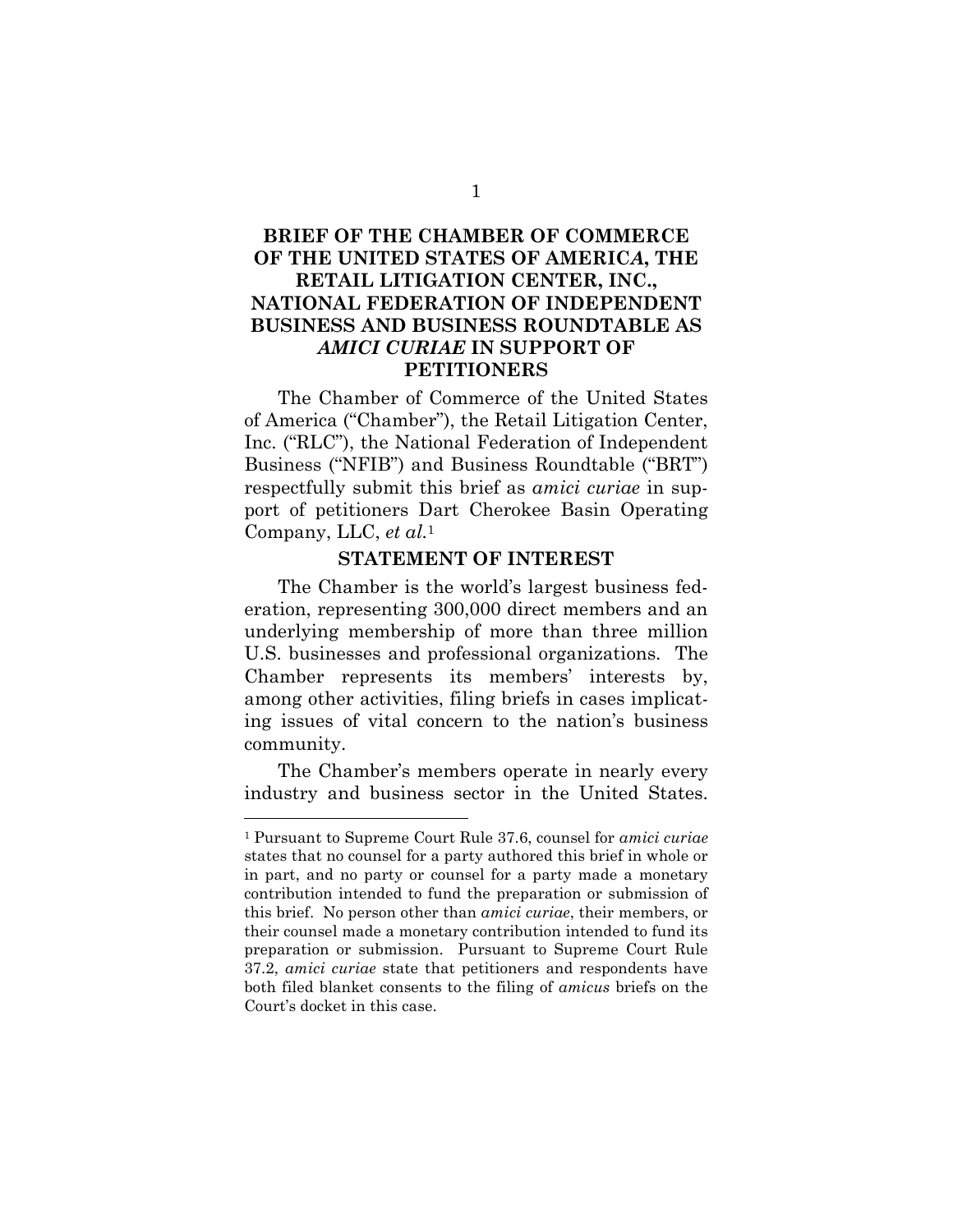# BRIEF OF THE CHAMBER OF COMMERCE OF THE UNITED STATES OF AMERICA, THE RETAIL LITIGATION CENTER, INC., NATIONAL FEDERATION OF INDEPENDENT BUSINESS AND BUSINESS ROUNDTABLE AS *AMICI CURIAE* IN SUPPORT OF PETITIONERS

The Chamber of Commerce of the United States of America ("Chamber"), the Retail Litigation Center, Inc. ("RLC"), the National Federation of Independent Business ("NFIB") and Business Roundtable ("BRT") respectfully submit this brief as *amici curiae* in support of petitioners Dart Cherokee Basin Operating Company, LLC, *et al.*[1]

## STATEMENT OF INTEREST

The Chamber is the world's largest business federation, representing 300,000 direct members and an underlying membership of more than three million U.S. businesses and professional organizations. The Chamber represents its members' interests by, among other activities, filing briefs in cases implicating issues of vital concern to the nation's business community.

The Chamber's members operate in nearly every industry and business sector in the United States.

---

[1] Pursuant to Supreme Court Rule 37.6, counsel for *amici curiae* states that no counsel for a party authored this brief in whole or in part, and no party or counsel for a party made a monetary contribution intended to fund the preparation or submission of this brief. No person other than *amici curiae*, their members, or their counsel made a monetary contribution intended to fund its preparation or submission. Pursuant to Supreme Court Rule 37.2, *amici curiae* state that petitioners and respondents have both filed blanket consents to the filing of *amicus* briefs on the Court's docket in this case.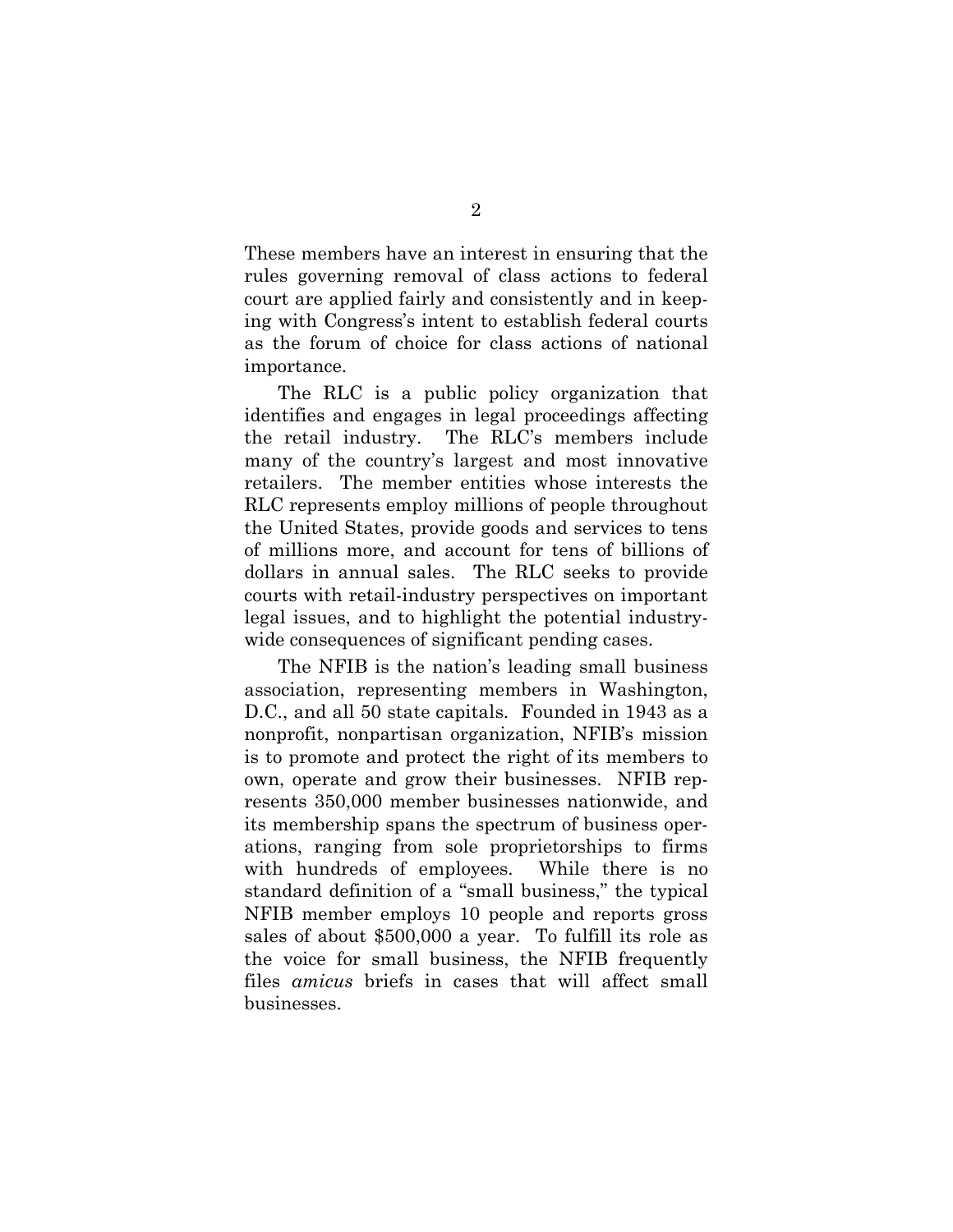These members have an interest in ensuring that the rules governing removal of class actions to federal court are applied fairly and consistently and in keeping with Congress's intent to establish federal courts as the forum of choice for class actions of national importance.

The RLC is a public policy organization that identifies and engages in legal proceedings affecting the retail industry. The RLC's members include many of the country's largest and most innovative retailers. The member entities whose interests the RLC represents employ millions of people throughout the United States, provide goods and services to tens of millions more, and account for tens of billions of dollars in annual sales. The RLC seeks to provide courts with retail-industry perspectives on important legal issues, and to highlight the potential industry-wide consequences of significant pending cases.

The NFIB is the nation's leading small business association, representing members in Washington, D.C., and all 50 state capitals. Founded in 1943 as a nonprofit, nonpartisan organization, NFIB's mission is to promote and protect the right of its members to own, operate and grow their businesses. NFIB represents 350,000 member businesses nationwide, and its membership spans the spectrum of business operations, ranging from sole proprietorships to firms with hundreds of employees. While there is no standard definition of a "small business," the typical NFIB member employs 10 people and reports gross sales of about $500,000 a year. To fulfill its role as the voice for small business, the NFIB frequently files *amicus* briefs in cases that will affect small businesses.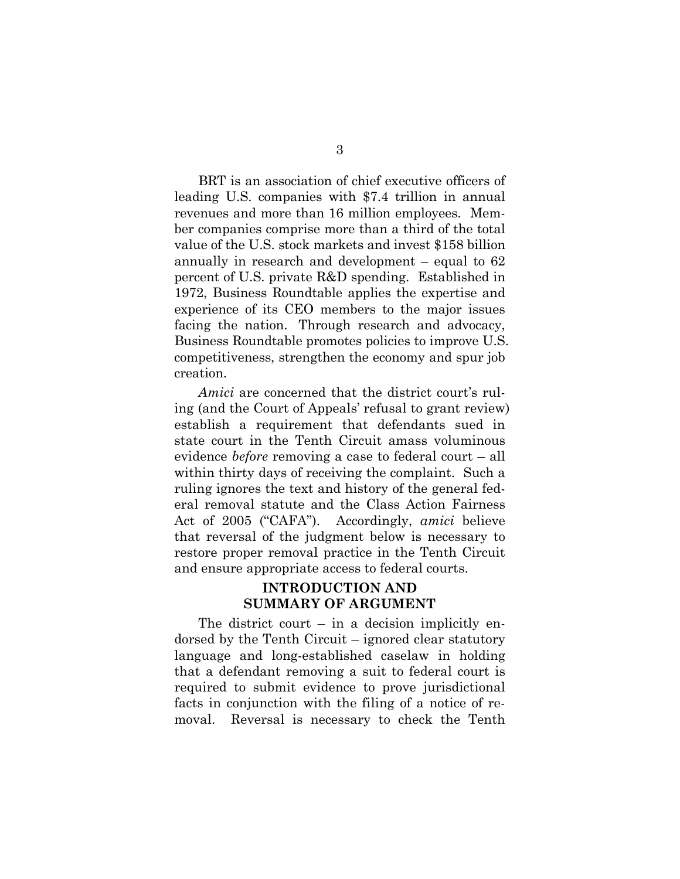BRT is an association of chief executive officers of leading U.S. companies with $7.4 trillion in annual revenues and more than 16 million employees. Member companies comprise more than a third of the total value of the U.S. stock markets and invest $158 billion annually in research and development – equal to 62 percent of U.S. private R&D spending. Established in 1972, Business Roundtable applies the expertise and experience of its CEO members to the major issues facing the nation. Through research and advocacy, Business Roundtable promotes policies to improve U.S. competitiveness, strengthen the economy and spur job creation.

*Amici* are concerned that the district court's ruling (and the Court of Appeals' refusal to grant review) establish a requirement that defendants sued in state court in the Tenth Circuit amass voluminous evidence *before* removing a case to federal court – all within thirty days of receiving the complaint. Such a ruling ignores the text and history of the general federal removal statute and the Class Action Fairness Act of 2005 ("CAFA"). Accordingly, *amici* believe that reversal of the judgment below is necessary to restore proper removal practice in the Tenth Circuit and ensure appropriate access to federal courts.

## INTRODUCTION AND SUMMARY OF ARGUMENT

The district court – in a decision implicitly endorsed by the Tenth Circuit – ignored clear statutory language and long-established caselaw in holding that a defendant removing a suit to federal court is required to submit evidence to prove jurisdictional facts in conjunction with the filing of a notice of removal. Reversal is necessary to check the Tenth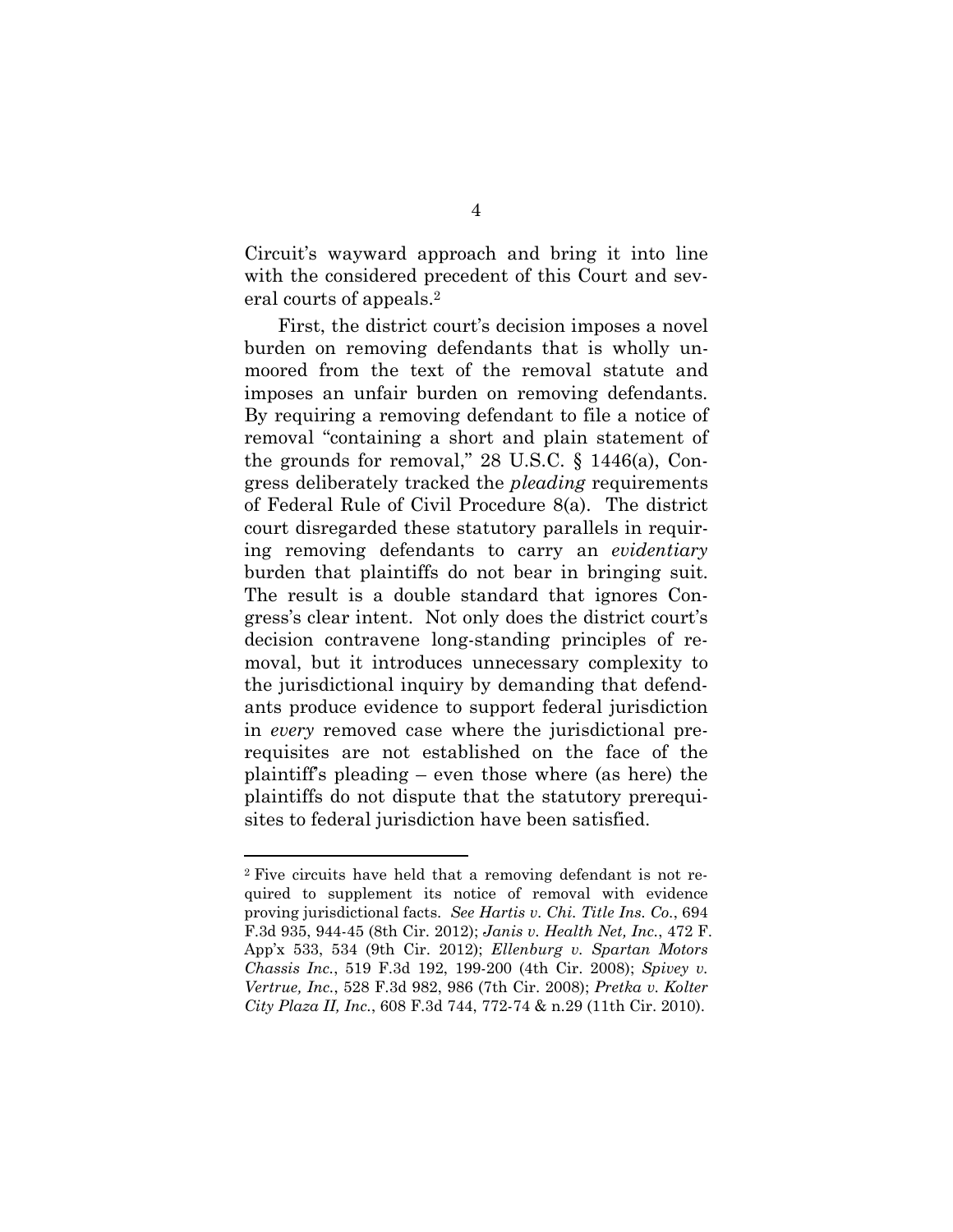Circuit's wayward approach and bring it into line with the considered precedent of this Court and several courts of appeals.[2]

First, the district court's decision imposes a novel burden on removing defendants that is wholly unmoored from the text of the removal statute and imposes an unfair burden on removing defendants. By requiring a removing defendant to file a notice of removal "containing a short and plain statement of the grounds for removal," 28 U.S.C. § 1446(a), Congress deliberately tracked the *pleading* requirements of Federal Rule of Civil Procedure 8(a). The district court disregarded these statutory parallels in requiring removing defendants to carry an *evidentiary* burden that plaintiffs do not bear in bringing suit. The result is a double standard that ignores Congress's clear intent. Not only does the district court's decision contravene long-standing principles of removal, but it introduces unnecessary complexity to the jurisdictional inquiry by demanding that defendants produce evidence to support federal jurisdiction in *every* removed case where the jurisdictional prerequisites are not established on the face of the plaintiff's pleading – even those where (as here) the plaintiffs do not dispute that the statutory prerequisites to federal jurisdiction have been satisfied.

---

[2] Five circuits have held that a removing defendant is not required to supplement its notice of removal with evidence proving jurisdictional facts. *See Hartis v. Chi. Title Ins. Co.*, 694 F.3d 935, 944-45 (8th Cir. 2012); *Janis v. Health Net, Inc.*, 472 F. App'x 533, 534 (9th Cir. 2012); *Ellenburg v. Spartan Motors Chassis Inc.*, 519 F.3d 192, 199-200 (4th Cir. 2008); *Spivey v. Vertrue, Inc.*, 528 F.3d 982, 986 (7th Cir. 2008); *Pretka v. Kolter City Plaza II, Inc.*, 608 F.3d 744, 772-74 & n.29 (11th Cir. 2010).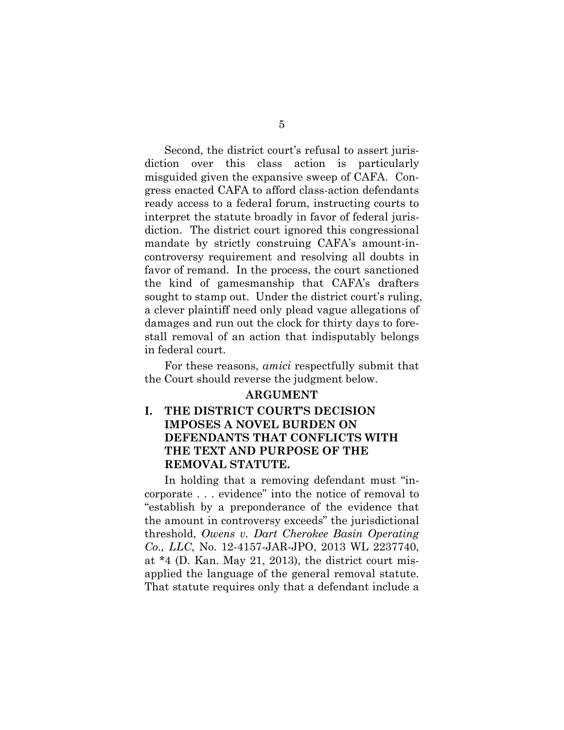Second, the district court's refusal to assert jurisdiction over this class action is particularly misguided given the expansive sweep of CAFA. Congress enacted CAFA to afford class-action defendants ready access to a federal forum, instructing courts to interpret the statute broadly in favor of federal jurisdiction. The district court ignored this congressional mandate by strictly construing CAFA's amount-in-controversy requirement and resolving all doubts in favor of remand. In the process, the court sanctioned the kind of gamesmanship that CAFA's drafters sought to stamp out. Under the district court's ruling, a clever plaintiff need only plead vague allegations of damages and run out the clock for thirty days to forestall removal of an action that indisputably belongs in federal court.

For these reasons, *amici* respectfully submit that the Court should reverse the judgment below.

## ARGUMENT

### I. THE DISTRICT COURT'S DECISION IMPOSES A NOVEL BURDEN ON DEFENDANTS THAT CONFLICTS WITH THE TEXT AND PURPOSE OF THE REMOVAL STATUTE.

In holding that a removing defendant must "incorporate . . . evidence" into the notice of removal to "establish by a preponderance of the evidence that the amount in controversy exceeds" the jurisdictional threshold, *Owens v. Dart Cherokee Basin Operating Co., LLC*, No. 12-4157-JAR-JPO, 2013 WL 2237740, at *4 (D. Kan. May 21, 2013), the district court misapplied the language of the general removal statute. That statute requires only that a defendant include a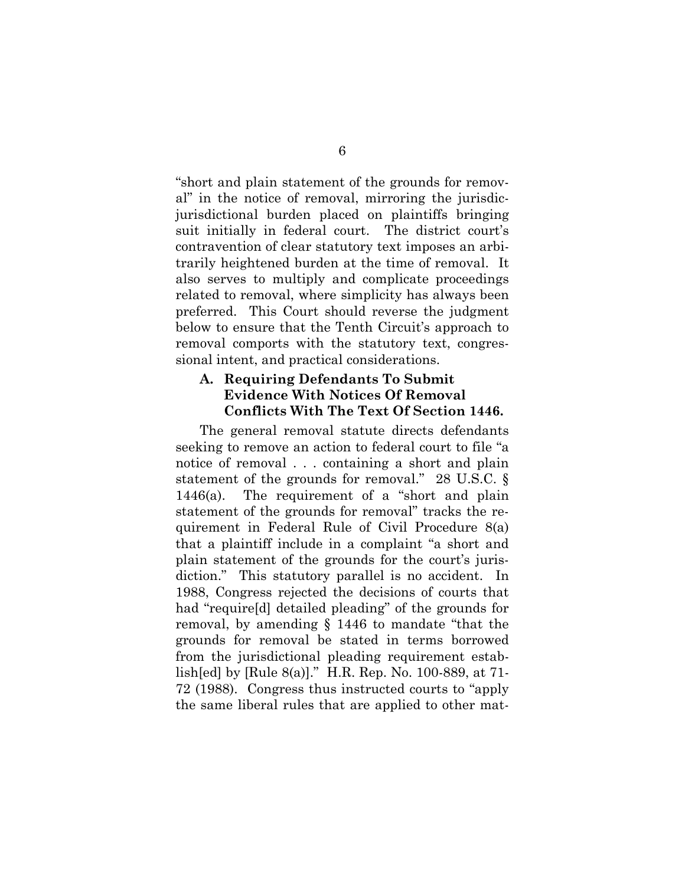"short and plain statement of the grounds for removal" in the notice of removal, mirroring the jurisdic-jurisdictional burden placed on plaintiffs bringing suit initially in federal court. The district court's contravention of clear statutory text imposes an arbitrarily heightened burden at the time of removal. It also serves to multiply and complicate proceedings related to removal, where simplicity has always been preferred. This Court should reverse the judgment below to ensure that the Tenth Circuit's approach to removal comports with the statutory text, congressional intent, and practical considerations.

### A. Requiring Defendants To Submit Evidence With Notices Of Removal Conflicts With The Text Of Section 1446.

The general removal statute directs defendants seeking to remove an action to federal court to file "a notice of removal . . . containing a short and plain statement of the grounds for removal." 28 U.S.C. § 1446(a). The requirement of a "short and plain statement of the grounds for removal" tracks the requirement in Federal Rule of Civil Procedure 8(a) that a plaintiff include in a complaint "a short and plain statement of the grounds for the court's jurisdiction." This statutory parallel is no accident. In 1988, Congress rejected the decisions of courts that had "require[d] detailed pleading" of the grounds for removal, by amending § 1446 to mandate "that the grounds for removal be stated in terms borrowed from the jurisdictional pleading requirement establish[ed] by [Rule 8(a)]." H.R. Rep. No. 100-889, at 71-72 (1988). Congress thus instructed courts to "apply the same liberal rules that are applied to other mat-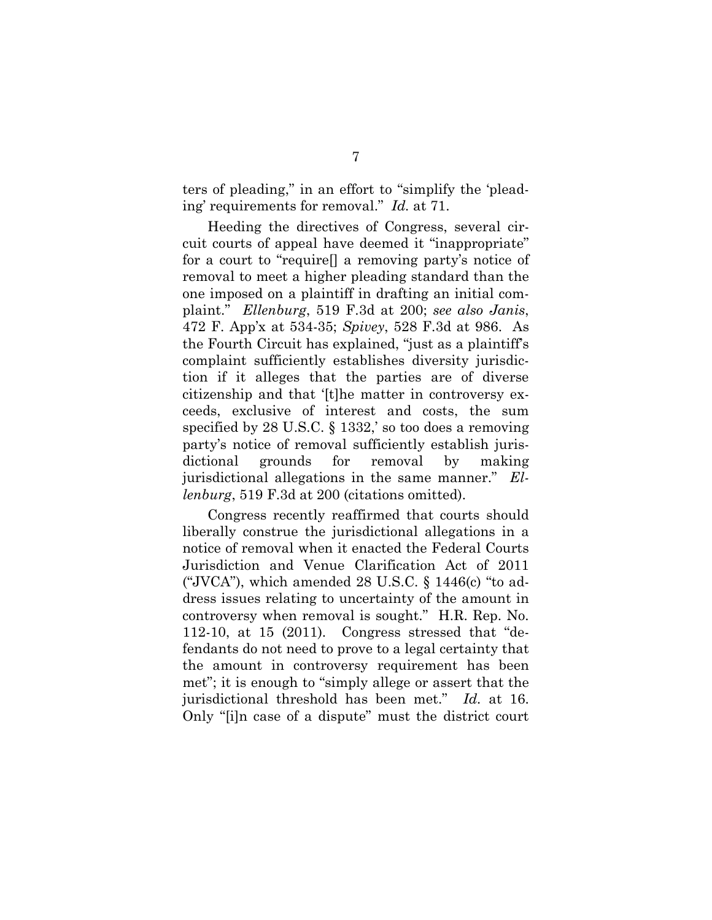ters of pleading," in an effort to "simplify the 'pleading' requirements for removal." *Id.* at 71.

Heeding the directives of Congress, several circuit courts of appeal have deemed it "inappropriate" for a court to "require[] a removing party's notice of removal to meet a higher pleading standard than the one imposed on a plaintiff in drafting an initial complaint." *Ellenburg*, 519 F.3d at 200; *see also Janis*, 472 F. App'x at 534-35; *Spivey*, 528 F.3d at 986. As the Fourth Circuit has explained, "just as a plaintiff's complaint sufficiently establishes diversity jurisdiction if it alleges that the parties are of diverse citizenship and that '[t]he matter in controversy exceeds, exclusive of interest and costs, the sum specified by 28 U.S.C. § 1332,' so too does a removing party's notice of removal sufficiently establish jurisdictional grounds for removal by making jurisdictional allegations in the same manner." *Ellenburg*, 519 F.3d at 200 (citations omitted).

Congress recently reaffirmed that courts should liberally construe the jurisdictional allegations in a notice of removal when it enacted the Federal Courts Jurisdiction and Venue Clarification Act of 2011 ("JVCA"), which amended 28 U.S.C. § 1446(c) "to address issues relating to uncertainty of the amount in controversy when removal is sought." H.R. Rep. No. 112-10, at 15 (2011). Congress stressed that "defendants do not need to prove to a legal certainty that the amount in controversy requirement has been met"; it is enough to "simply allege or assert that the jurisdictional threshold has been met." *Id.* at 16. Only "[i]n case of a dispute" must the district court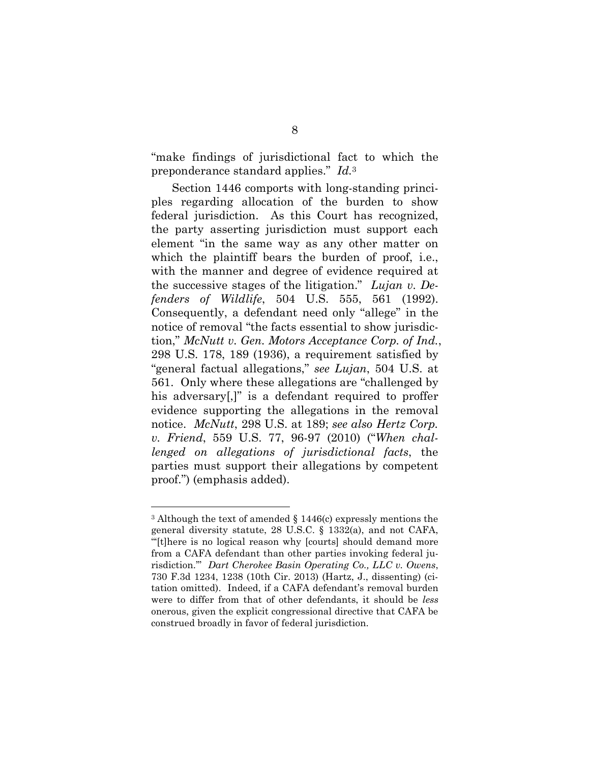"make findings of jurisdictional fact to which the preponderance standard applies." *Id.*[3]

Section 1446 comports with long-standing principles regarding allocation of the burden to show federal jurisdiction. As this Court has recognized, the party asserting jurisdiction must support each element "in the same way as any other matter on which the plaintiff bears the burden of proof, i.e., with the manner and degree of evidence required at the successive stages of the litigation." *Lujan v. Defenders of Wildlife*, 504 U.S. 555, 561 (1992). Consequently, a defendant need only "allege" in the notice of removal "the facts essential to show jurisdiction," *McNutt v. Gen. Motors Acceptance Corp. of Ind.*, 298 U.S. 178, 189 (1936), a requirement satisfied by "general factual allegations," *see Lujan*, 504 U.S. at 561. Only where these allegations are "challenged by his adversary[,]" is a defendant required to proffer evidence supporting the allegations in the removal notice. *McNutt*, 298 U.S. at 189; *see also Hertz Corp. v. Friend*, 559 U.S. 77, 96-97 (2010) ("*When challenged on allegations of jurisdictional facts*, the parties must support their allegations by competent proof.") (emphasis added).

---

[3] Although the text of amended § 1446(c) expressly mentions the general diversity statute, 28 U.S.C. § 1332(a), and not CAFA, "'[t]here is no logical reason why [courts] should demand more from a CAFA defendant than other parties invoking federal jurisdiction.'" *Dart Cherokee Basin Operating Co., LLC v. Owens*, 730 F.3d 1234, 1238 (10th Cir. 2013) (Hartz, J., dissenting) (citation omitted). Indeed, if a CAFA defendant's removal burden were to differ from that of other defendants, it should be *less* onerous, given the explicit congressional directive that CAFA be construed broadly in favor of federal jurisdiction.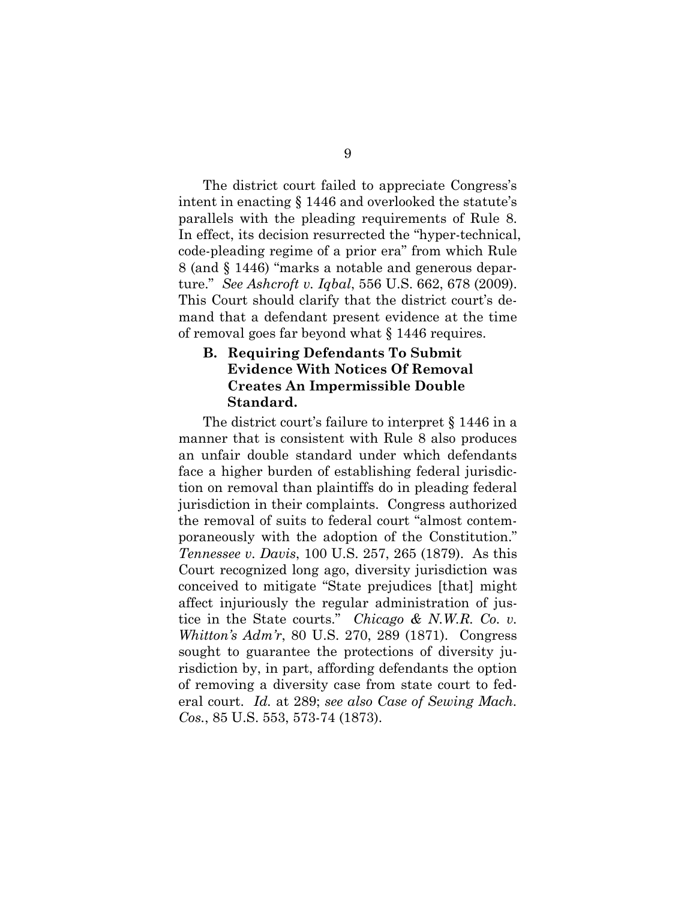The district court failed to appreciate Congress's intent in enacting § 1446 and overlooked the statute's parallels with the pleading requirements of Rule 8. In effect, its decision resurrected the "hyper-technical, code-pleading regime of a prior era" from which Rule 8 (and § 1446) "marks a notable and generous departure." *See Ashcroft v. Iqbal*, 556 U.S. 662, 678 (2009). This Court should clarify that the district court's demand that a defendant present evidence at the time of removal goes far beyond what § 1446 requires.

### B. Requiring Defendants To Submit Evidence With Notices Of Removal Creates An Impermissible Double Standard.

The district court's failure to interpret § 1446 in a manner that is consistent with Rule 8 also produces an unfair double standard under which defendants face a higher burden of establishing federal jurisdiction on removal than plaintiffs do in pleading federal jurisdiction in their complaints. Congress authorized the removal of suits to federal court "almost contemporaneously with the adoption of the Constitution." *Tennessee v. Davis*, 100 U.S. 257, 265 (1879). As this Court recognized long ago, diversity jurisdiction was conceived to mitigate "State prejudices [that] might affect injuriously the regular administration of justice in the State courts." *Chicago & N.W.R. Co. v. Whitton's Adm'r*, 80 U.S. 270, 289 (1871). Congress sought to guarantee the protections of diversity jurisdiction by, in part, affording defendants the option of removing a diversity case from state court to federal court. *Id.* at 289; *see also Case of Sewing Mach. Cos.*, 85 U.S. 553, 573-74 (1873).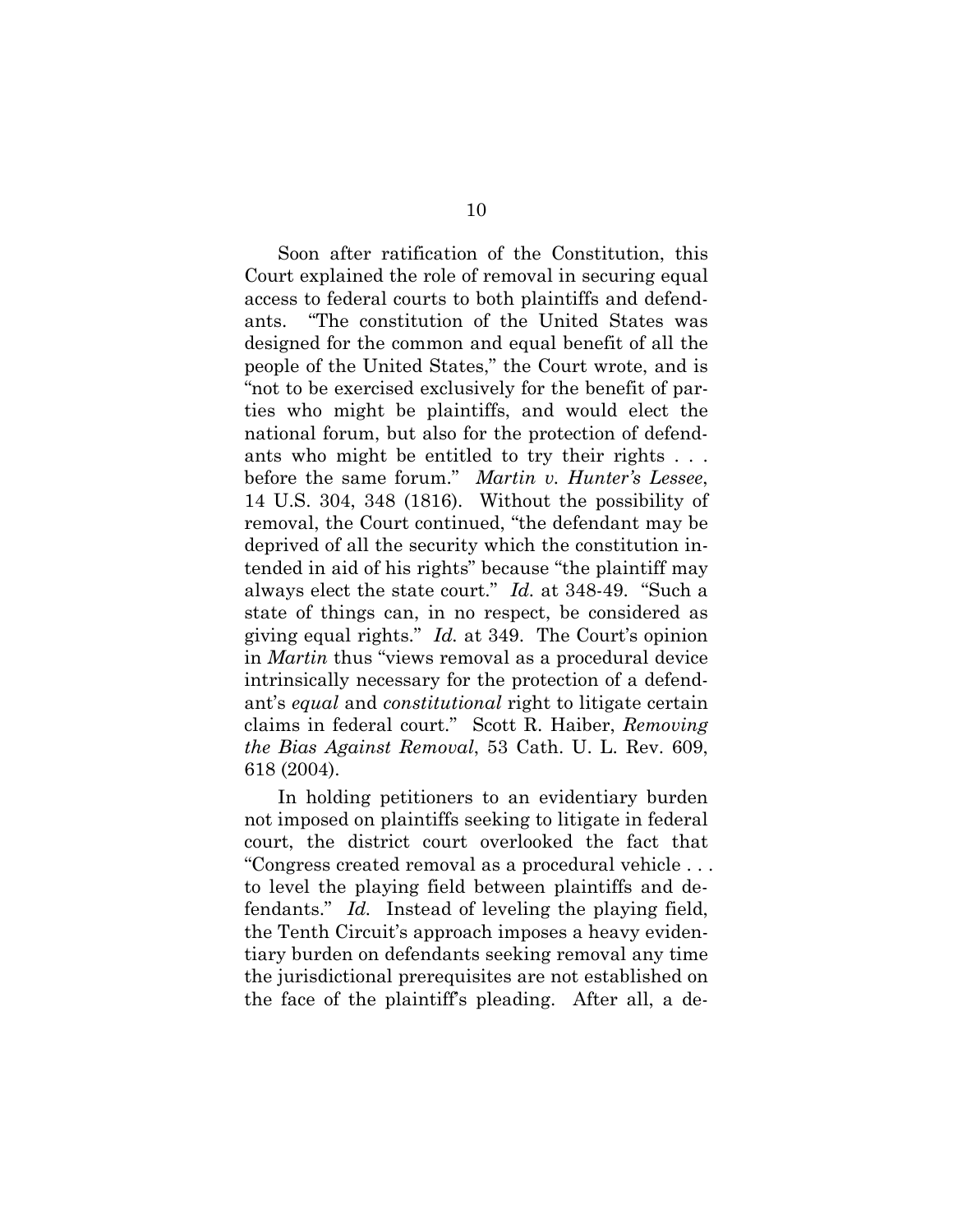Soon after ratification of the Constitution, this Court explained the role of removal in securing equal access to federal courts to both plaintiffs and defendants. "The constitution of the United States was designed for the common and equal benefit of all the people of the United States," the Court wrote, and is "not to be exercised exclusively for the benefit of parties who might be plaintiffs, and would elect the national forum, but also for the protection of defendants who might be entitled to try their rights . . . before the same forum." *Martin v. Hunter's Lessee*, 14 U.S. 304, 348 (1816). Without the possibility of removal, the Court continued, "the defendant may be deprived of all the security which the constitution intended in aid of his rights" because "the plaintiff may always elect the state court." *Id.* at 348-49. "Such a state of things can, in no respect, be considered as giving equal rights." *Id.* at 349. The Court's opinion in *Martin* thus "views removal as a procedural device intrinsically necessary for the protection of a defendant's *equal* and *constitutional* right to litigate certain claims in federal court." Scott R. Haiber, *Removing the Bias Against Removal*, 53 Cath. U. L. Rev. 609, 618 (2004).

In holding petitioners to an evidentiary burden not imposed on plaintiffs seeking to litigate in federal court, the district court overlooked the fact that "Congress created removal as a procedural vehicle . . . to level the playing field between plaintiffs and defendants." *Id.* Instead of leveling the playing field, the Tenth Circuit's approach imposes a heavy evidentiary burden on defendants seeking removal any time the jurisdictional prerequisites are not established on the face of the plaintiff's pleading. After all, a de-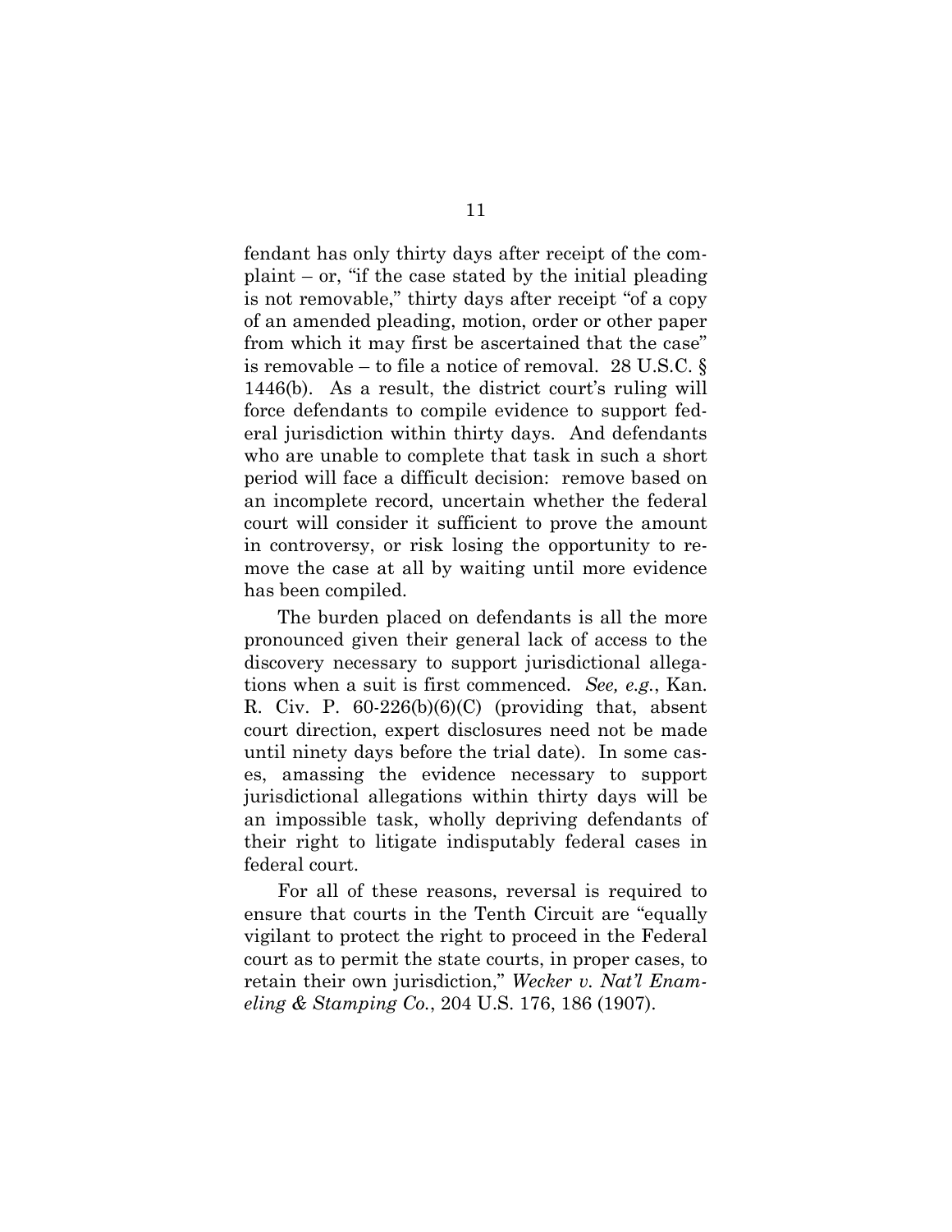fendant has only thirty days after receipt of the complaint – or, "if the case stated by the initial pleading is not removable," thirty days after receipt "of a copy of an amended pleading, motion, order or other paper from which it may first be ascertained that the case" is removable – to file a notice of removal. 28 U.S.C. § 1446(b). As a result, the district court's ruling will force defendants to compile evidence to support federal jurisdiction within thirty days. And defendants who are unable to complete that task in such a short period will face a difficult decision: remove based on an incomplete record, uncertain whether the federal court will consider it sufficient to prove the amount in controversy, or risk losing the opportunity to remove the case at all by waiting until more evidence has been compiled.

The burden placed on defendants is all the more pronounced given their general lack of access to the discovery necessary to support jurisdictional allegations when a suit is first commenced. *See, e.g.*, Kan. R. Civ. P. 60-226(b)(6)(C) (providing that, absent court direction, expert disclosures need not be made until ninety days before the trial date). In some cases, amassing the evidence necessary to support jurisdictional allegations within thirty days will be an impossible task, wholly depriving defendants of their right to litigate indisputably federal cases in federal court.

For all of these reasons, reversal is required to ensure that courts in the Tenth Circuit are "equally vigilant to protect the right to proceed in the Federal court as to permit the state courts, in proper cases, to retain their own jurisdiction," *Wecker v. Nat'l Enameling & Stamping Co.*, 204 U.S. 176, 186 (1907).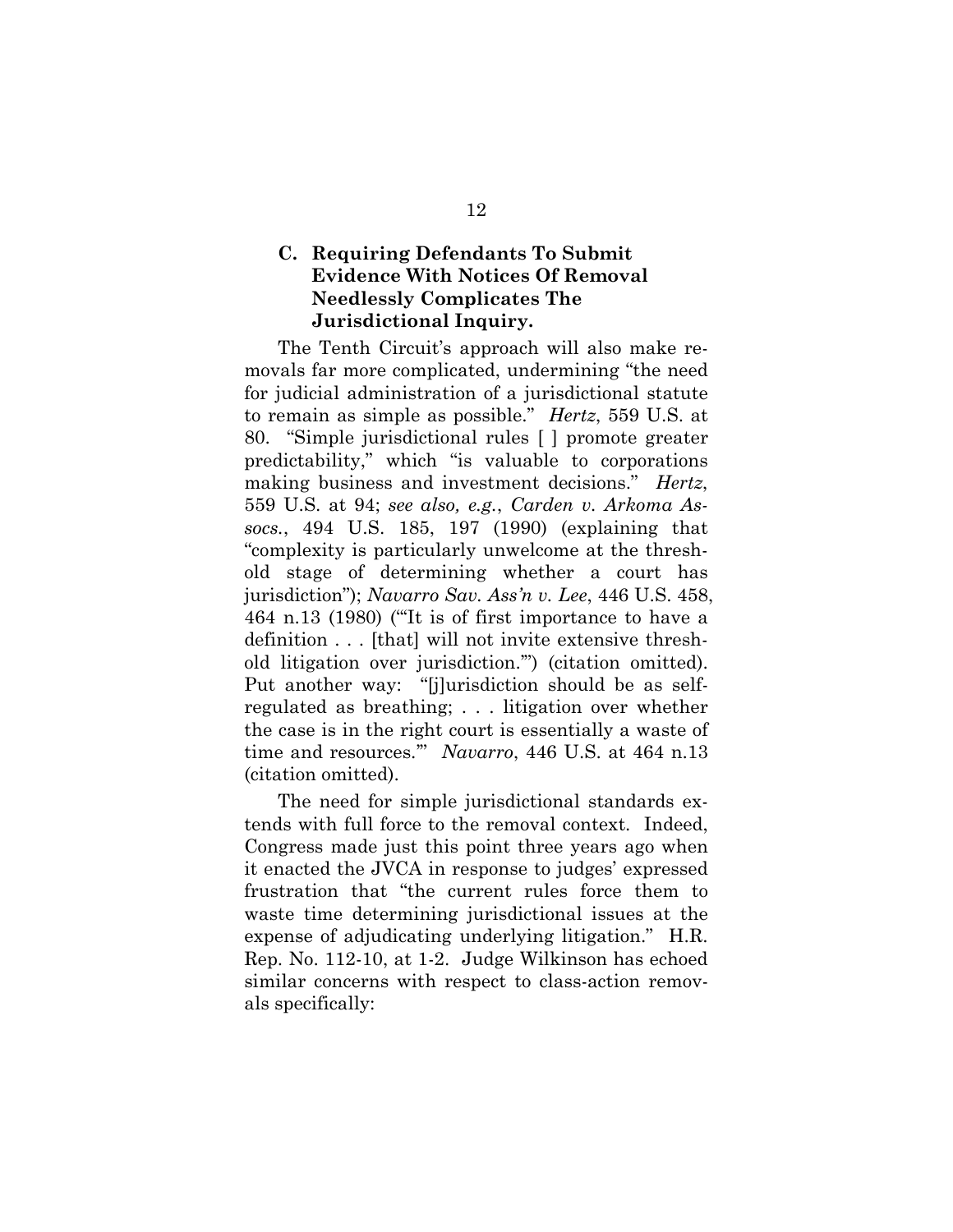### C. Requiring Defendants To Submit Evidence With Notices Of Removal Needlessly Complicates The Jurisdictional Inquiry.

The Tenth Circuit's approach will also make removals far more complicated, undermining "the need for judicial administration of a jurisdictional statute to remain as simple as possible." *Hertz*, 559 U.S. at 80. "Simple jurisdictional rules [ ] promote greater predictability," which "is valuable to corporations making business and investment decisions." *Hertz*, 559 U.S. at 94; *see also, e.g.*, *Carden v. Arkoma Assocs.*, 494 U.S. 185, 197 (1990) (explaining that "complexity is particularly unwelcome at the threshold stage of determining whether a court has jurisdiction"); *Navarro Sav. Ass'n v. Lee*, 446 U.S. 458, 464 n.13 (1980) ("'It is of first importance to have a definition . . . [that] will not invite extensive threshold litigation over jurisdiction.'") (citation omitted). Put another way: "[j]urisdiction should be as self-regulated as breathing; . . . litigation over whether the case is in the right court is essentially a waste of time and resources.'" *Navarro*, 446 U.S. at 464 n.13 (citation omitted).

The need for simple jurisdictional standards extends with full force to the removal context. Indeed, Congress made just this point three years ago when it enacted the JVCA in response to judges' expressed frustration that "the current rules force them to waste time determining jurisdictional issues at the expense of adjudicating underlying litigation." H.R. Rep. No. 112-10, at 1-2. Judge Wilkinson has echoed similar concerns with respect to class-action removals specifically: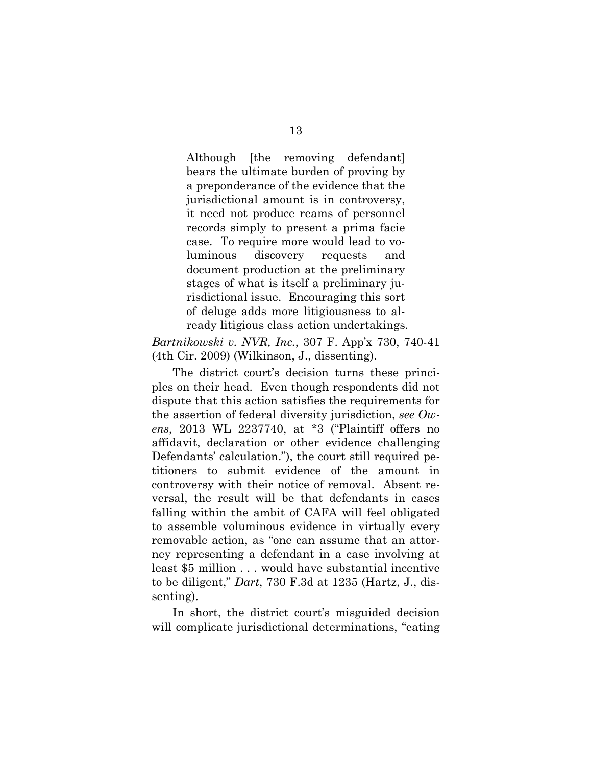> Although [the removing defendant] bears the ultimate burden of proving by a preponderance of the evidence that the jurisdictional amount is in controversy, it need not produce reams of personnel records simply to present a prima facie case. To require more would lead to voluminous discovery requests and document production at the preliminary stages of what is itself a preliminary jurisdictional issue. Encouraging this sort of deluge adds more litigiousness to already litigious class action undertakings.

*Bartnikowski v. NVR, Inc.*, 307 F. App'x 730, 740-41 (4th Cir. 2009) (Wilkinson, J., dissenting).

The district court's decision turns these principles on their head. Even though respondents did not dispute that this action satisfies the requirements for the assertion of federal diversity jurisdiction, *see Owens*, 2013 WL 2237740, at *3 ("Plaintiff offers no affidavit, declaration or other evidence challenging Defendants' calculation."), the court still required petitioners to submit evidence of the amount in controversy with their notice of removal. Absent reversal, the result will be that defendants in cases falling within the ambit of CAFA will feel obligated to assemble voluminous evidence in virtually every removable action, as "one can assume that an attorney representing a defendant in a case involving at least $5 million . . . would have substantial incentive to be diligent," *Dart*, 730 F.3d at 1235 (Hartz, J., dissenting).

In short, the district court's misguided decision will complicate jurisdictional determinations, "eating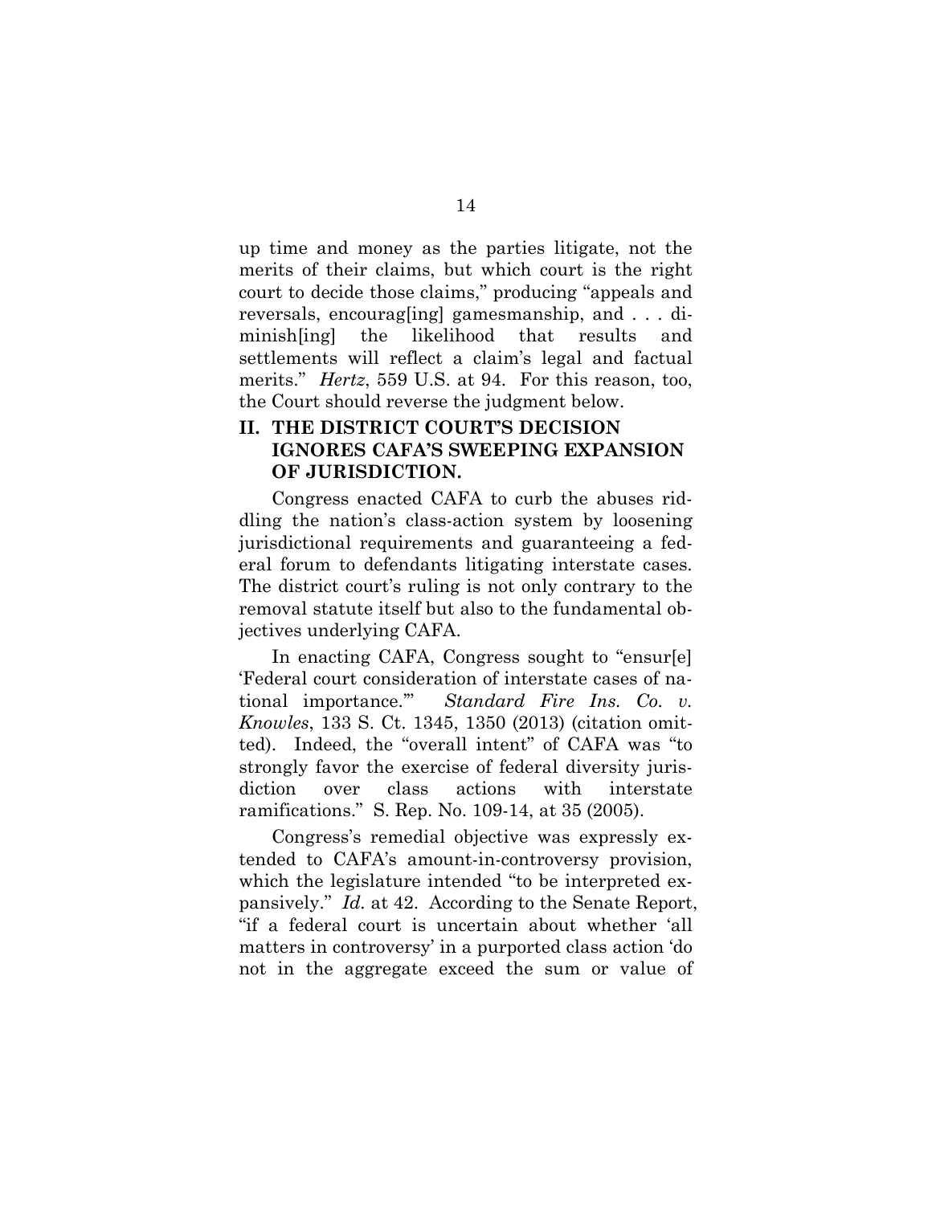up time and money as the parties litigate, not the merits of their claims, but which court is the right court to decide those claims," producing "appeals and reversals, encourag[ing] gamesmanship, and . . . diminish[ing] the likelihood that results and settlements will reflect a claim's legal and factual merits." *Hertz*, 559 U.S. at 94. For this reason, too, the Court should reverse the judgment below.

## II. THE DISTRICT COURT'S DECISION IGNORES CAFA'S SWEEPING EXPANSION OF JURISDICTION.

Congress enacted CAFA to curb the abuses riddling the nation's class-action system by loosening jurisdictional requirements and guaranteeing a federal forum to defendants litigating interstate cases. The district court's ruling is not only contrary to the removal statute itself but also to the fundamental objectives underlying CAFA.

In enacting CAFA, Congress sought to "ensur[e] 'Federal court consideration of interstate cases of national importance.'" *Standard Fire Ins. Co. v. Knowles*, 133 S. Ct. 1345, 1350 (2013) (citation omitted). Indeed, the "overall intent" of CAFA was "to strongly favor the exercise of federal diversity jurisdiction over class actions with interstate ramifications." S. Rep. No. 109-14, at 35 (2005).

Congress's remedial objective was expressly extended to CAFA's amount-in-controversy provision, which the legislature intended "to be interpreted expansively." *Id.* at 42. According to the Senate Report, "if a federal court is uncertain about whether 'all matters in controversy' in a purported class action 'do not in the aggregate exceed the sum or value of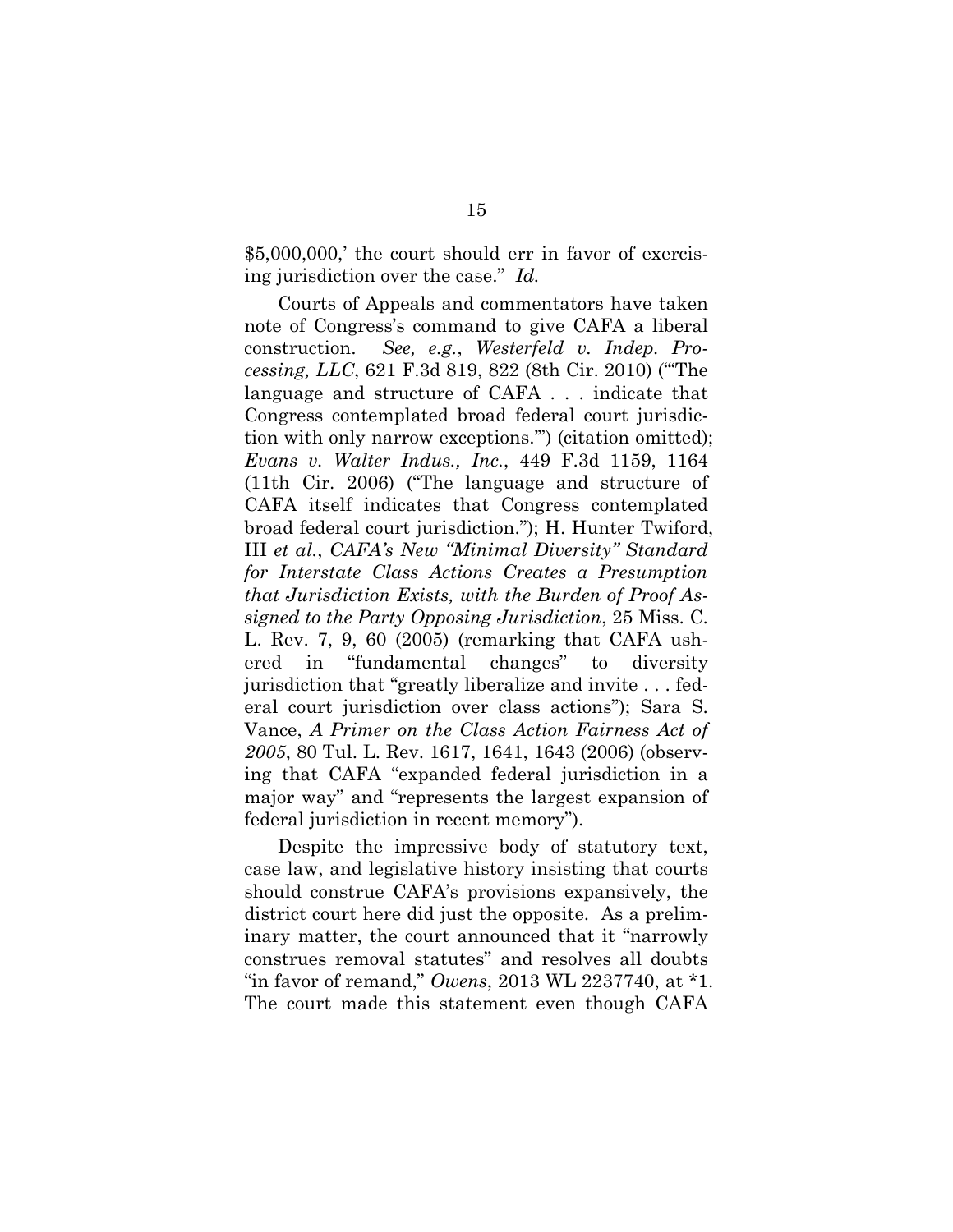\$5,000,000,' the court should err in favor of exercising jurisdiction over the case." *Id.*

Courts of Appeals and commentators have taken note of Congress's command to give CAFA a liberal construction. *See, e.g.*, *Westerfeld v. Indep. Processing, LLC*, 621 F.3d 819, 822 (8th Cir. 2010) ("'The language and structure of CAFA . . . indicate that Congress contemplated broad federal court jurisdiction with only narrow exceptions.'") (citation omitted); *Evans v. Walter Indus., Inc.*, 449 F.3d 1159, 1164 (11th Cir. 2006) ("The language and structure of CAFA itself indicates that Congress contemplated broad federal court jurisdiction."); H. Hunter Twiford, III *et al.*, *CAFA's New "Minimal Diversity" Standard for Interstate Class Actions Creates a Presumption that Jurisdiction Exists, with the Burden of Proof Assigned to the Party Opposing Jurisdiction*, 25 Miss. C. L. Rev. 7, 9, 60 (2005) (remarking that CAFA ushered in "fundamental changes" to diversity jurisdiction that "greatly liberalize and invite . . . federal court jurisdiction over class actions"); Sara S. Vance, *A Primer on the Class Action Fairness Act of 2005*, 80 Tul. L. Rev. 1617, 1641, 1643 (2006) (observing that CAFA "expanded federal jurisdiction in a major way" and "represents the largest expansion of federal jurisdiction in recent memory").

Despite the impressive body of statutory text, case law, and legislative history insisting that courts should construe CAFA's provisions expansively, the district court here did just the opposite. As a preliminary matter, the court announced that it "narrowly construes removal statutes" and resolves all doubts "in favor of remand," *Owens*, 2013 WL 2237740, at *1. The court made this statement even though CAFA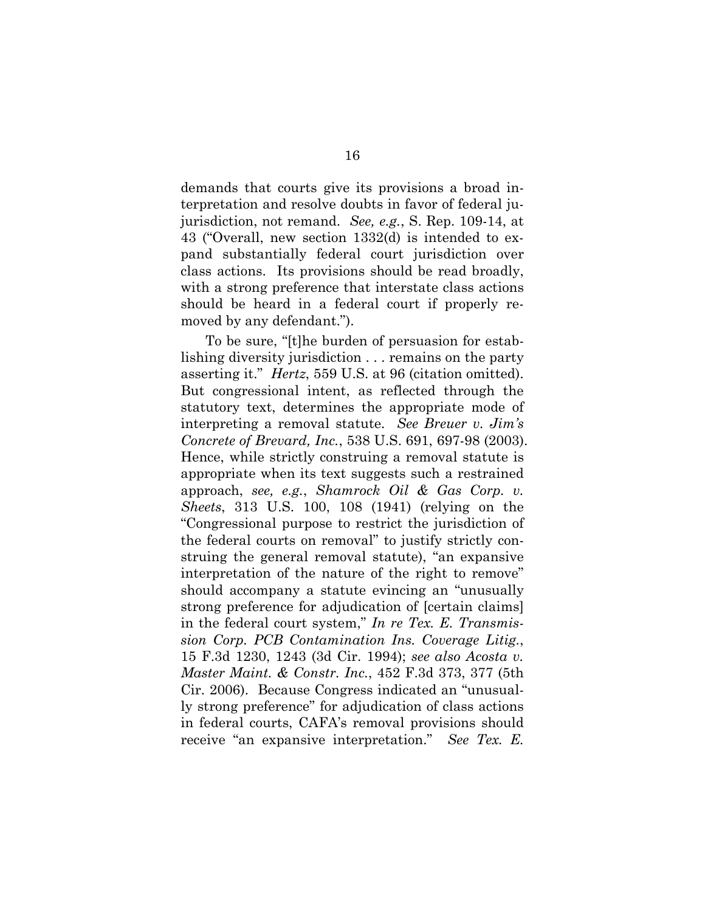demands that courts give its provisions a broad interpretation and resolve doubts in favor of federal jurisdiction, not remand. *See, e.g.*, S. Rep. 109-14, at 43 ("Overall, new section 1332(d) is intended to expand substantially federal court jurisdiction over class actions. Its provisions should be read broadly, with a strong preference that interstate class actions should be heard in a federal court if properly removed by any defendant.").

To be sure, "[t]he burden of persuasion for establishing diversity jurisdiction . . . remains on the party asserting it." *Hertz*, 559 U.S. at 96 (citation omitted). But congressional intent, as reflected through the statutory text, determines the appropriate mode of interpreting a removal statute. *See Breuer v. Jim's Concrete of Brevard, Inc.*, 538 U.S. 691, 697-98 (2003). Hence, while strictly construing a removal statute is appropriate when its text suggests such a restrained approach, *see, e.g.*, *Shamrock Oil & Gas Corp. v. Sheets*, 313 U.S. 100, 108 (1941) (relying on the "Congressional purpose to restrict the jurisdiction of the federal courts on removal" to justify strictly construing the general removal statute), "an expansive interpretation of the nature of the right to remove" should accompany a statute evincing an "unusually strong preference for adjudication of [certain claims] in the federal court system," *In re Tex. E. Transmission Corp. PCB Contamination Ins. Coverage Litig.*, 15 F.3d 1230, 1243 (3d Cir. 1994); *see also Acosta v. Master Maint. & Constr. Inc.*, 452 F.3d 373, 377 (5th Cir. 2006). Because Congress indicated an "unusually strong preference" for adjudication of class actions in federal courts, CAFA's removal provisions should receive "an expansive interpretation." *See Tex. E.*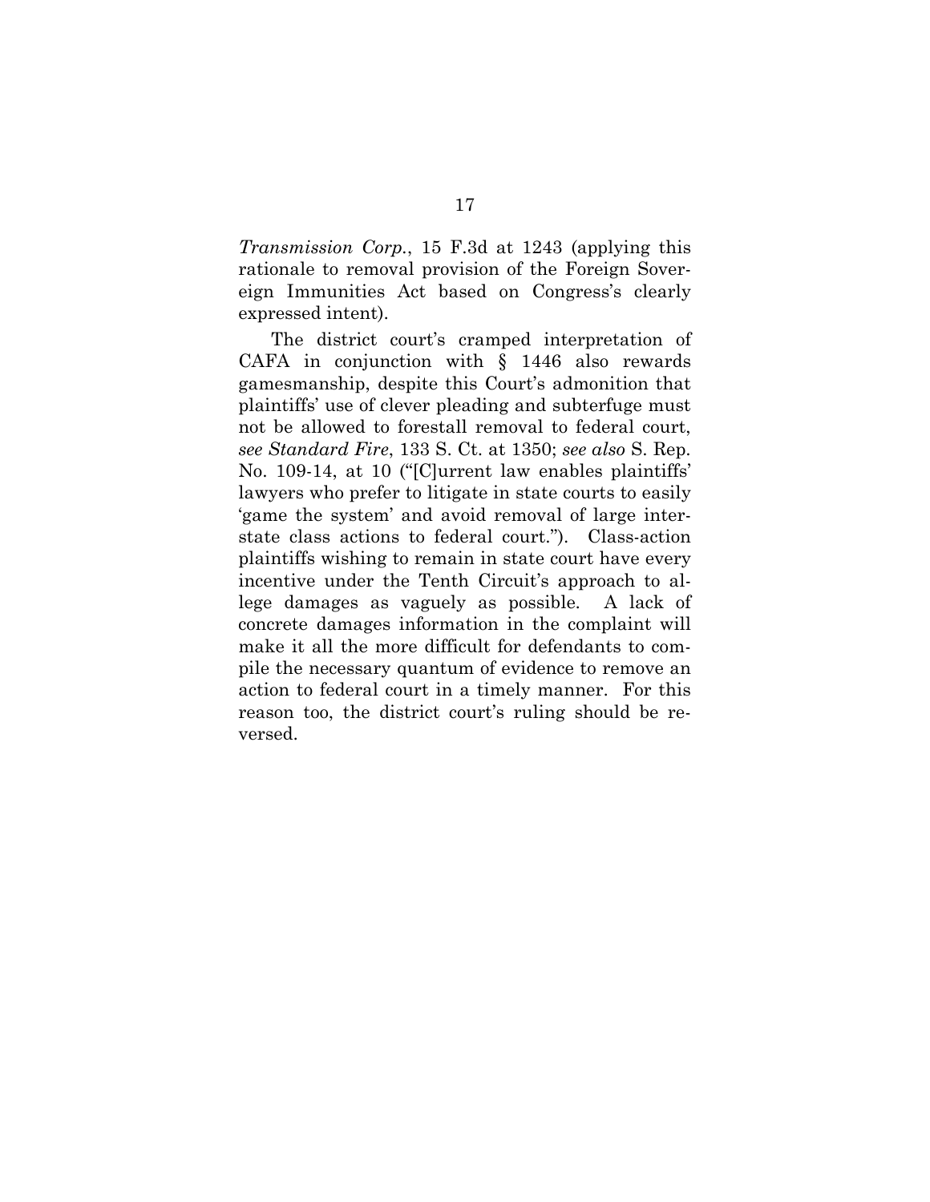*Transmission Corp.*, 15 F.3d at 1243 (applying this rationale to removal provision of the Foreign Sovereign Immunities Act based on Congress's clearly expressed intent).

The district court's cramped interpretation of CAFA in conjunction with § 1446 also rewards gamesmanship, despite this Court's admonition that plaintiffs' use of clever pleading and subterfuge must not be allowed to forestall removal to federal court, *see Standard Fire*, 133 S. Ct. at 1350; *see also* S. Rep. No. 109-14, at 10 ("[C]urrent law enables plaintiffs' lawyers who prefer to litigate in state courts to easily 'game the system' and avoid removal of large interstate class actions to federal court."). Class-action plaintiffs wishing to remain in state court have every incentive under the Tenth Circuit's approach to allege damages as vaguely as possible. A lack of concrete damages information in the complaint will make it all the more difficult for defendants to compile the necessary quantum of evidence to remove an action to federal court in a timely manner. For this reason too, the district court's ruling should be reversed.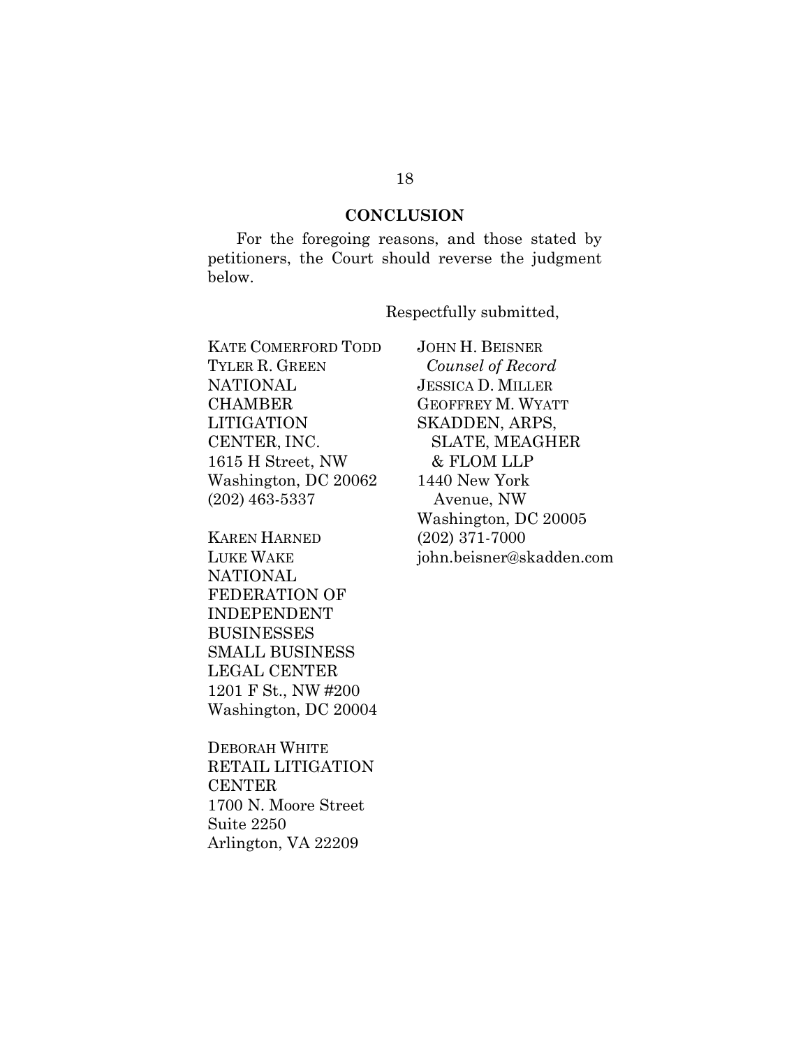## CONCLUSION

For the foregoing reasons, and those stated by petitioners, the Court should reverse the judgment below.

Respectfully submitted,

KATE COMERFORD TODD
TYLER R. GREEN
NATIONAL CHAMBER LITIGATION CENTER, INC.
1615 H Street, NW
Washington, DC 20062
(202) 463-5337

KAREN HARNED
LUKE WAKE
NATIONAL FEDERATION OF INDEPENDENT BUSINESSES SMALL BUSINESS LEGAL CENTER
1201 F St., NW #200
Washington, DC 20004

DEBORAH WHITE
RETAIL LITIGATION CENTER
1700 N. Moore Street
Suite 2250
Arlington, VA 22209

JOHN H. BEISNER
*Counsel of Record*
JESSICA D. MILLER
GEOFFREY M. WYATT
SKADDEN, ARPS, SLATE, MEAGHER & FLOM LLP
1440 New York Avenue, NW
Washington, DC 20005
(202) 371-7000
john.beisner@skadden.com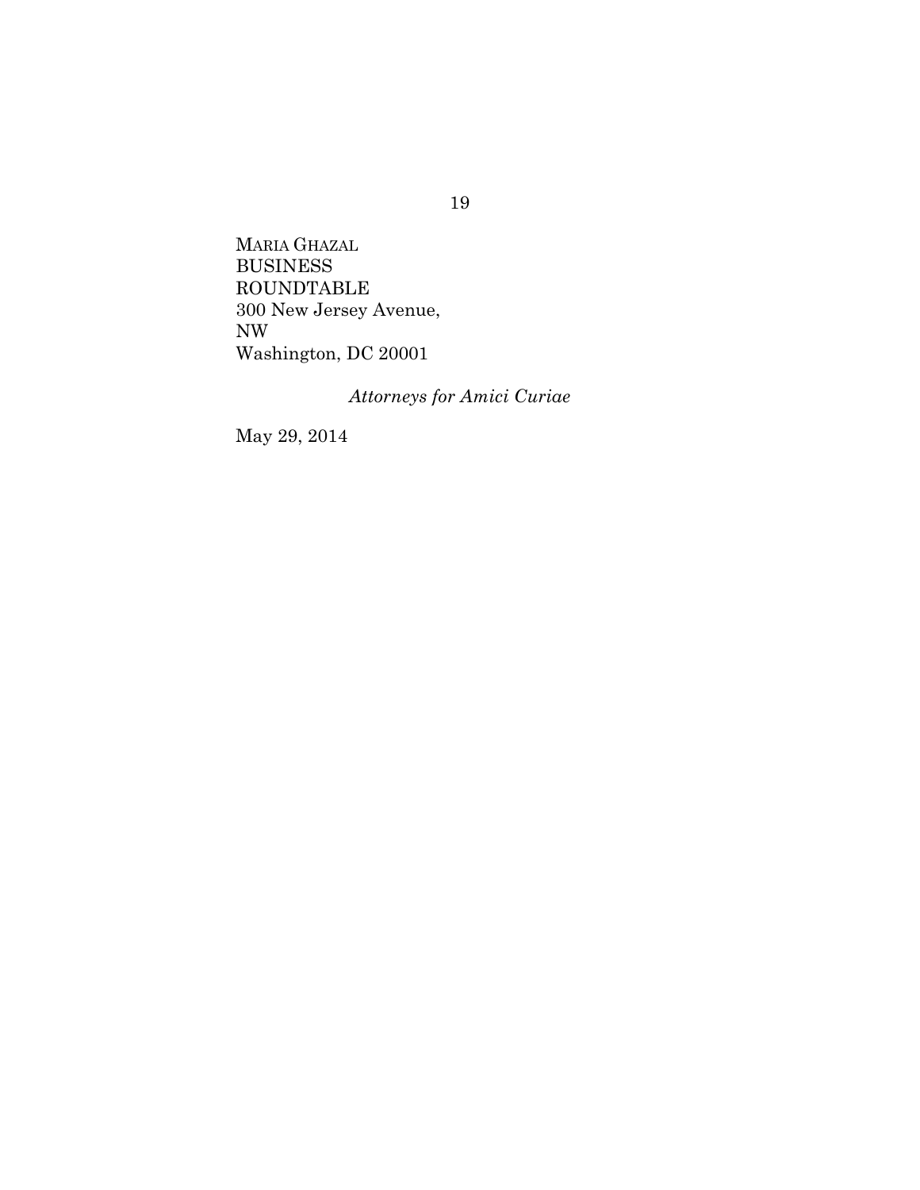MARIA GHAZAL
BUSINESS
ROUNDTABLE
300 New Jersey Avenue,
NW
Washington, DC 20001

*Attorneys for Amici Curiae*

May 29, 2014